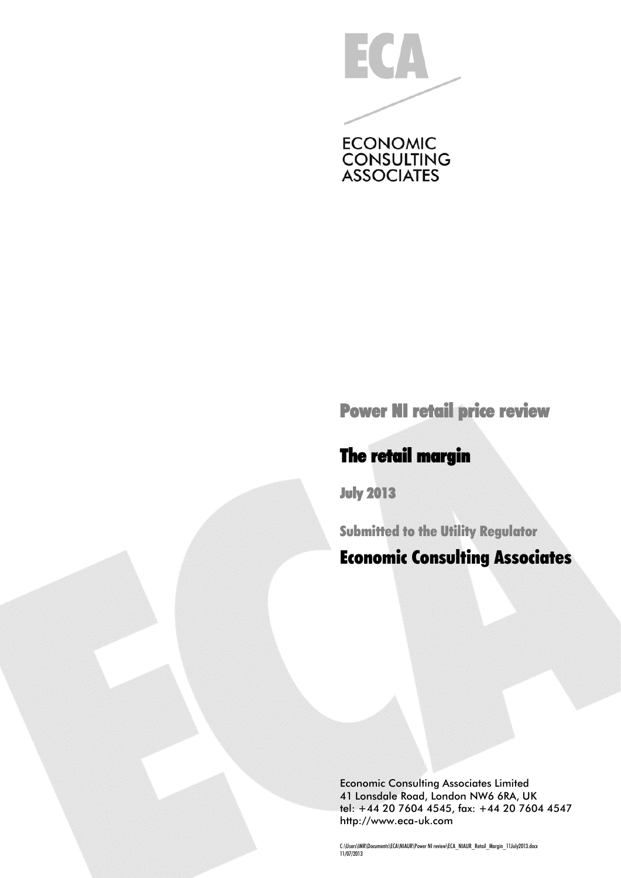ECA

ECONOMIC
CONSULTING
ASSOCIATES

# Power NI retail price review

## The retail margin

**July 2013**

**Submitted to the Utility Regulator**

**Economic Consulting Associates**

Economic Consulting Associates Limited
41 Lonsdale Road, London NW6 6RA, UK
tel: +44 20 7604 4545, fax: +44 20 7604 4547
http://www.eca-uk.com

C:\Users\IMR\Documents\ECA\NIAUR\Power NI review\ECA_NIAUR_Retail_Margin_11July2013.docx
11/07/2013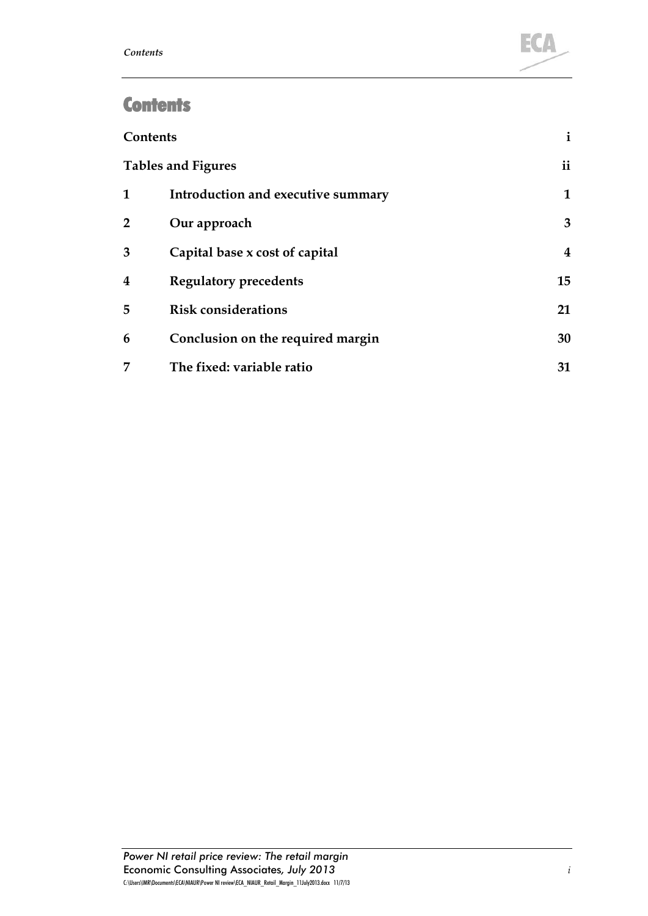# Contents

| | | |
|---|---|---|
| **Contents** | | **i** |
| **Tables and Figures** | | **ii** |
| **1** | **Introduction and executive summary** | **1** |
| **2** | **Our approach** | **3** |
| **3** | **Capital base x cost of capital** | **4** |
| **4** | **Regulatory precedents** | **15** |
| **5** | **Risk considerations** | **21** |
| **6** | **Conclusion on the required margin** | **30** |
| **7** | **The fixed: variable ratio** | **31** |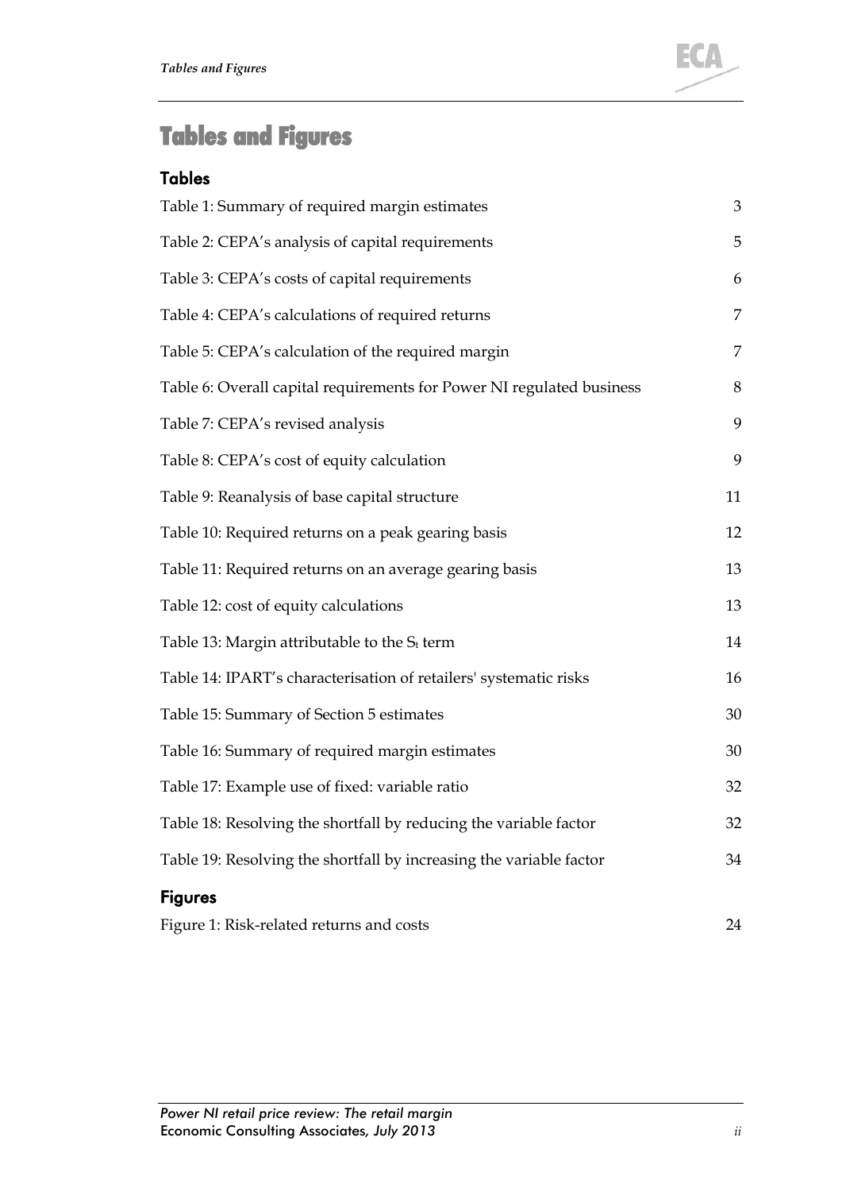# Tables and Figures

## Tables

Table 1: Summary of required margin estimates 3

Table 2: CEPA's analysis of capital requirements 5

Table 3: CEPA's costs of capital requirements 6

Table 4: CEPA's calculations of required returns 7

Table 5: CEPA's calculation of the required margin 7

Table 6: Overall capital requirements for Power NI regulated business 8

Table 7: CEPA's revised analysis 9

Table 8: CEPA's cost of equity calculation 9

Table 9: Reanalysis of base capital structure 11

Table 10: Required returns on a peak gearing basis 12

Table 11: Required returns on an average gearing basis 13

Table 12: cost of equity calculations 13

Table 13: Margin attributable to the $S_t$ term 14

Table 14: IPART's characterisation of retailers' systematic risks 16

Table 15: Summary of Section 5 estimates 30

Table 16: Summary of required margin estimates 30

Table 17: Example use of fixed: variable ratio 32

Table 18: Resolving the shortfall by reducing the variable factor 32

Table 19: Resolving the shortfall by increasing the variable factor 34

## Figures

Figure 1: Risk-related returns and costs 24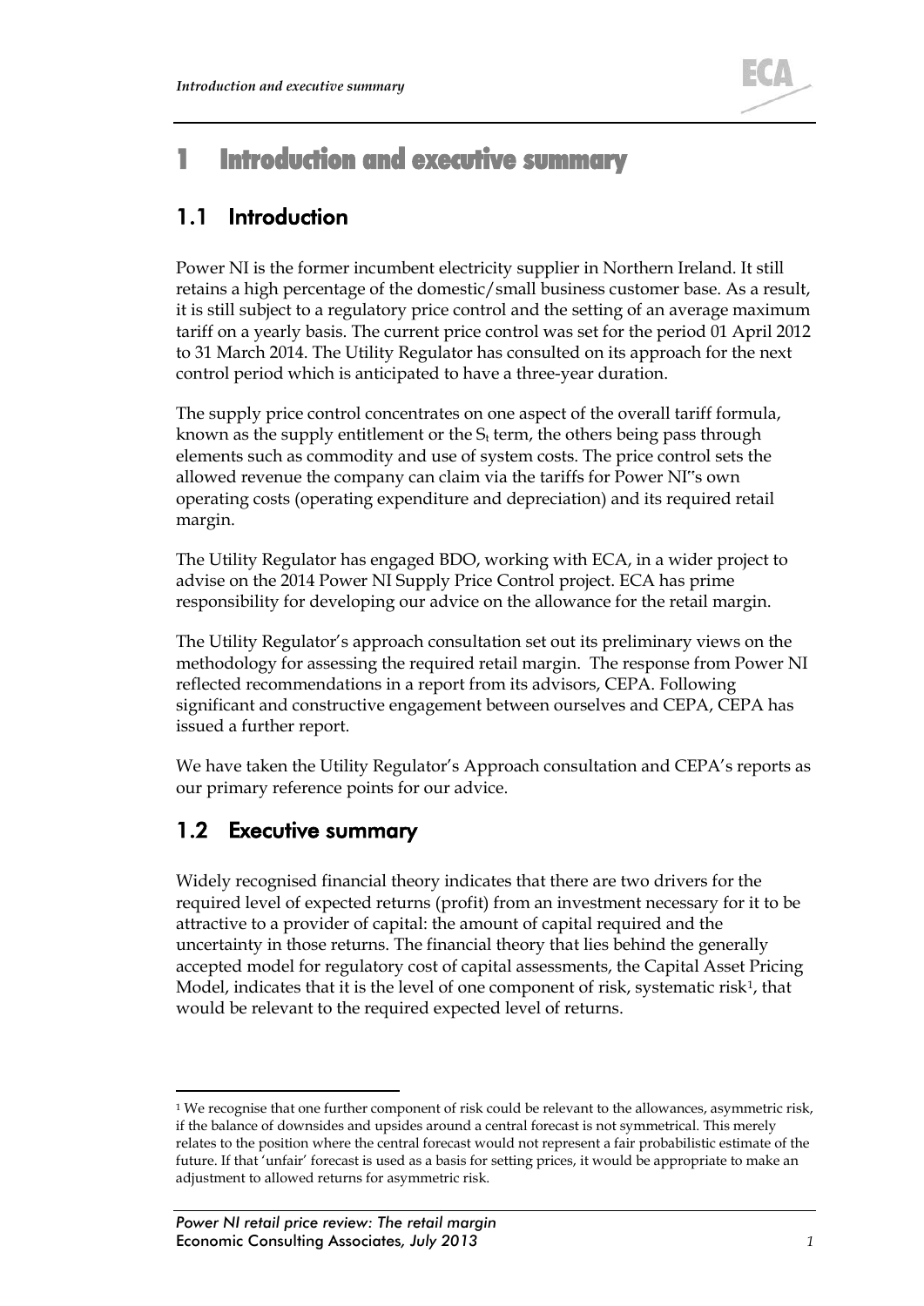# 1 Introduction and executive summary

## 1.1 Introduction

Power NI is the former incumbent electricity supplier in Northern Ireland. It still retains a high percentage of the domestic/small business customer base. As a result, it is still subject to a regulatory price control and the setting of an average maximum tariff on a yearly basis. The current price control was set for the period 01 April 2012 to 31 March 2014. The Utility Regulator has consulted on its approach for the next control period which is anticipated to have a three-year duration.

The supply price control concentrates on one aspect of the overall tariff formula, known as the supply entitlement or the $S_t$ term, the others being pass through elements such as commodity and use of system costs. The price control sets the allowed revenue the company can claim via the tariffs for Power NI"s own operating costs (operating expenditure and depreciation) and its required retail margin.

The Utility Regulator has engaged BDO, working with ECA, in a wider project to advise on the 2014 Power NI Supply Price Control project. ECA has prime responsibility for developing our advice on the allowance for the retail margin.

The Utility Regulator's approach consultation set out its preliminary views on the methodology for assessing the required retail margin. The response from Power NI reflected recommendations in a report from its advisors, CEPA. Following significant and constructive engagement between ourselves and CEPA, CEPA has issued a further report.

We have taken the Utility Regulator's Approach consultation and CEPA's reports as our primary reference points for our advice.

## 1.2 Executive summary

Widely recognised financial theory indicates that there are two drivers for the required level of expected returns (profit) from an investment necessary for it to be attractive to a provider of capital: the amount of capital required and the uncertainty in those returns. The financial theory that lies behind the generally accepted model for regulatory cost of capital assessments, the Capital Asset Pricing Model, indicates that it is the level of one component of risk, systematic risk[1], that would be relevant to the required expected level of returns.

[1] We recognise that one further component of risk could be relevant to the allowances, asymmetric risk, if the balance of downsides and upsides around a central forecast is not symmetrical. This merely relates to the position where the central forecast would not represent a fair probabilistic estimate of the future. If that 'unfair' forecast is used as a basis for setting prices, it would be appropriate to make an adjustment to allowed returns for asymmetric risk.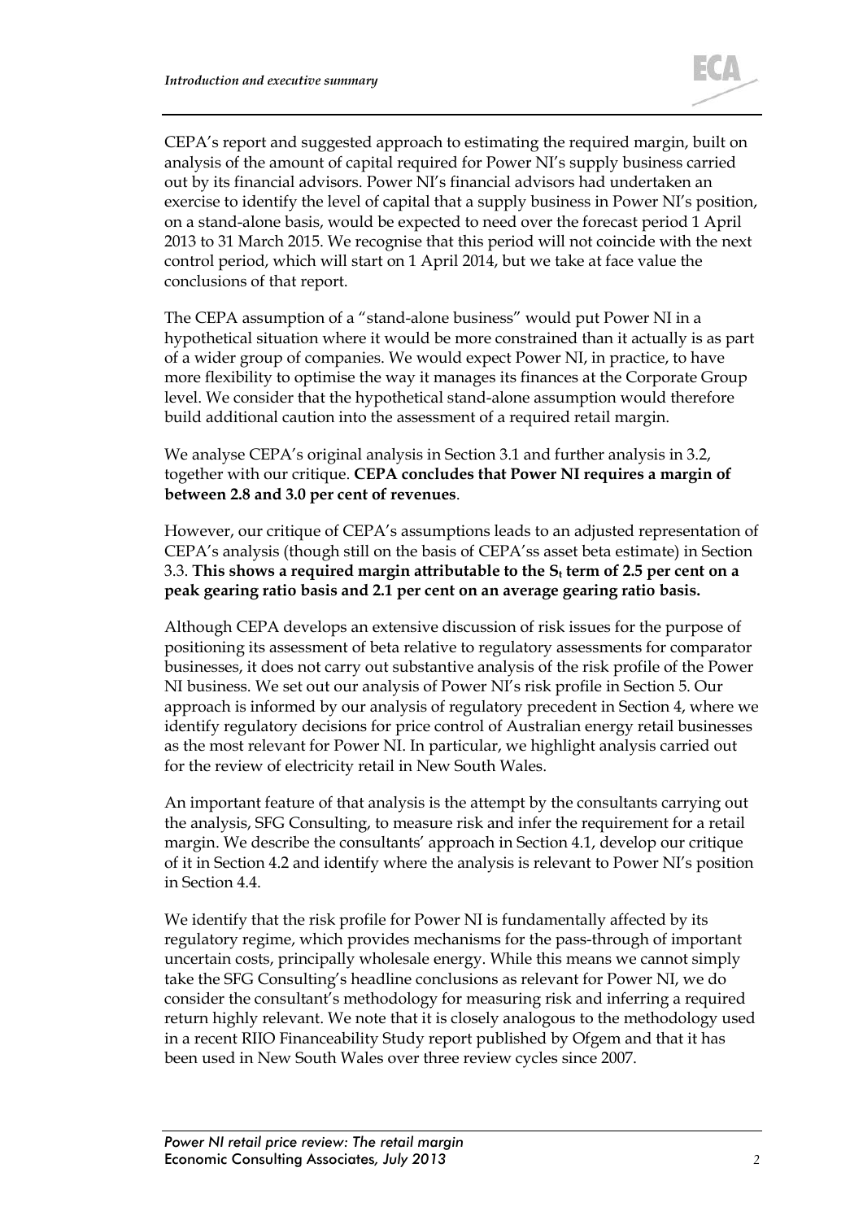CEPA's report and suggested approach to estimating the required margin, built on analysis of the amount of capital required for Power NI's supply business carried out by its financial advisors. Power NI's financial advisors had undertaken an exercise to identify the level of capital that a supply business in Power NI's position, on a stand-alone basis, would be expected to need over the forecast period 1 April 2013 to 31 March 2015. We recognise that this period will not coincide with the next control period, which will start on 1 April 2014, but we take at face value the conclusions of that report.

The CEPA assumption of a "stand-alone business" would put Power NI in a hypothetical situation where it would be more constrained than it actually is as part of a wider group of companies. We would expect Power NI, in practice, to have more flexibility to optimise the way it manages its finances at the Corporate Group level. We consider that the hypothetical stand-alone assumption would therefore build additional caution into the assessment of a required retail margin.

We analyse CEPA's original analysis in Section 3.1 and further analysis in 3.2, together with our critique. **CEPA concludes that Power NI requires a margin of between 2.8 and 3.0 per cent of revenues**.

However, our critique of CEPA's assumptions leads to an adjusted representation of CEPA's analysis (though still on the basis of CEPA'ss asset beta estimate) in Section 3.3. **This shows a required margin attributable to the $S_t$ term of 2.5 per cent on a peak gearing ratio basis and 2.1 per cent on an average gearing ratio basis.**

Although CEPA develops an extensive discussion of risk issues for the purpose of positioning its assessment of beta relative to regulatory assessments for comparator businesses, it does not carry out substantive analysis of the risk profile of the Power NI business. We set out our analysis of Power NI's risk profile in Section 5. Our approach is informed by our analysis of regulatory precedent in Section 4, where we identify regulatory decisions for price control of Australian energy retail businesses as the most relevant for Power NI. In particular, we highlight analysis carried out for the review of electricity retail in New South Wales.

An important feature of that analysis is the attempt by the consultants carrying out the analysis, SFG Consulting, to measure risk and infer the requirement for a retail margin. We describe the consultants' approach in Section 4.1, develop our critique of it in Section 4.2 and identify where the analysis is relevant to Power NI's position in Section 4.4.

We identify that the risk profile for Power NI is fundamentally affected by its regulatory regime, which provides mechanisms for the pass-through of important uncertain costs, principally wholesale energy. While this means we cannot simply take the SFG Consulting's headline conclusions as relevant for Power NI, we do consider the consultant's methodology for measuring risk and inferring a required return highly relevant. We note that it is closely analogous to the methodology used in a recent RIIO Financeability Study report published by Ofgem and that it has been used in New South Wales over three review cycles since 2007.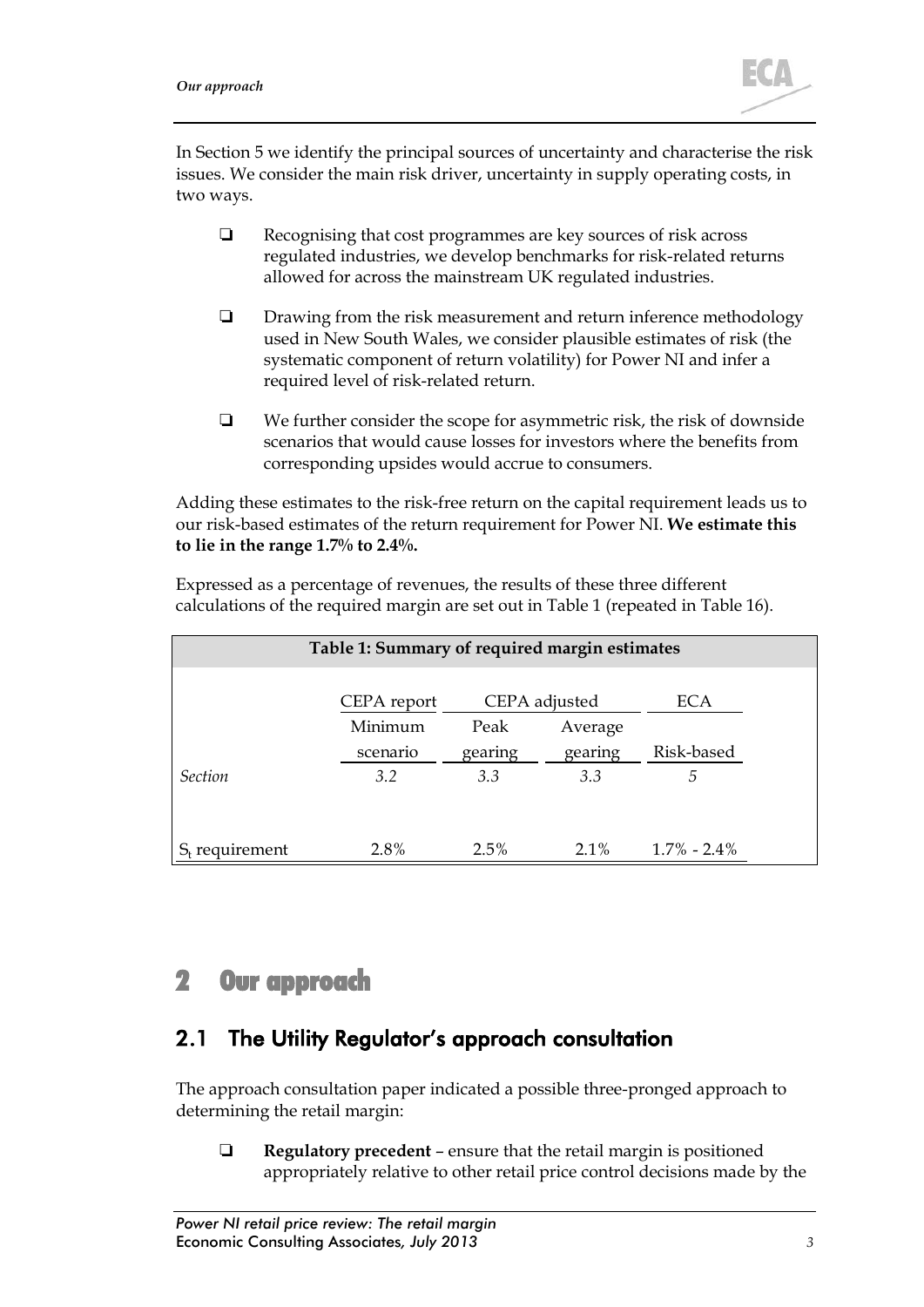In Section 5 we identify the principal sources of uncertainty and characterise the risk issues. We consider the main risk driver, uncertainty in supply operating costs, in two ways.

- Recognising that cost programmes are key sources of risk across regulated industries, we develop benchmarks for risk-related returns allowed for across the mainstream UK regulated industries.
- Drawing from the risk measurement and return inference methodology used in New South Wales, we consider plausible estimates of risk (the systematic component of return volatility) for Power NI and infer a required level of risk-related return.
- We further consider the scope for asymmetric risk, the risk of downside scenarios that would cause losses for investors where the benefits from corresponding upsides would accrue to consumers.

Adding these estimates to the risk-free return on the capital requirement leads us to our risk-based estimates of the return requirement for Power NI. **We estimate this to lie in the range 1.7% to 2.4%.**

Expressed as a percentage of revenues, the results of these three different calculations of the required margin are set out in Table 1 (repeated in Table 16).

**Table 1: Summary of required margin estimates**

| | CEPA report | CEPA adjusted | | ECA |
|---|---|---|---|---|
| | Minimum scenario | Peak gearing | Average gearing | Risk-based |
| *Section* | *3.2* | *3.3* | *3.3* | *5* |
| $S_t$ requirement | 2.8% | 2.5% | 2.1% | 1.7% - 2.4% |

# 2 Our approach

## 2.1 The Utility Regulator's approach consultation

The approach consultation paper indicated a possible three-pronged approach to determining the retail margin:

- **Regulatory precedent** – ensure that the retail margin is positioned appropriately relative to other retail price control decisions made by the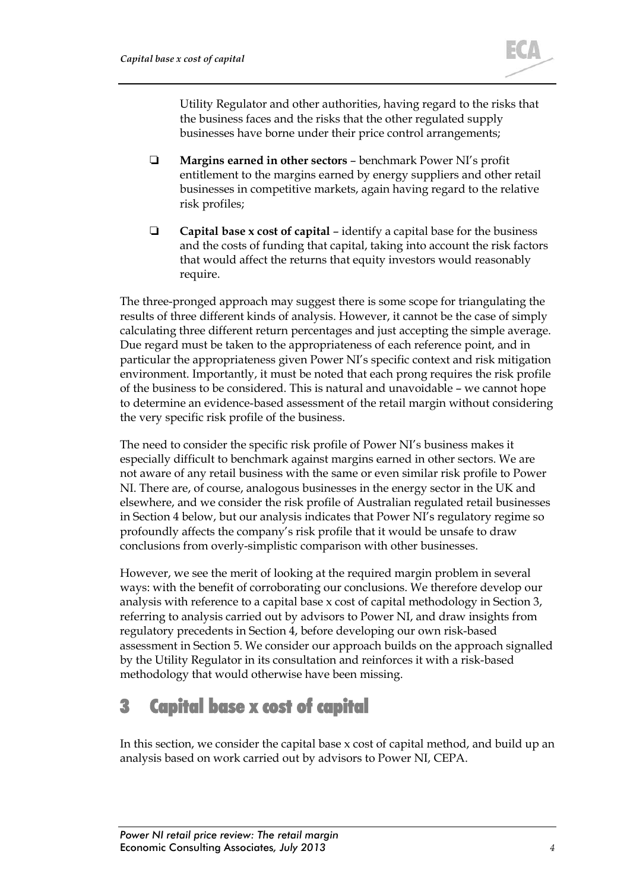Utility Regulator and other authorities, having regard to the risks that the business faces and the risks that the other regulated supply businesses have borne under their price control arrangements;

- **Margins earned in other sectors** – benchmark Power NI's profit entitlement to the margins earned by energy suppliers and other retail businesses in competitive markets, again having regard to the relative risk profiles;

- **Capital base x cost of capital** – identify a capital base for the business and the costs of funding that capital, taking into account the risk factors that would affect the returns that equity investors would reasonably require.

The three-pronged approach may suggest there is some scope for triangulating the results of three different kinds of analysis. However, it cannot be the case of simply calculating three different return percentages and just accepting the simple average. Due regard must be taken to the appropriateness of each reference point, and in particular the appropriateness given Power NI's specific context and risk mitigation environment. Importantly, it must be noted that each prong requires the risk profile of the business to be considered. This is natural and unavoidable – we cannot hope to determine an evidence-based assessment of the retail margin without considering the very specific risk profile of the business.

The need to consider the specific risk profile of Power NI's business makes it especially difficult to benchmark against margins earned in other sectors. We are not aware of any retail business with the same or even similar risk profile to Power NI. There are, of course, analogous businesses in the energy sector in the UK and elsewhere, and we consider the risk profile of Australian regulated retail businesses in Section 4 below, but our analysis indicates that Power NI's regulatory regime so profoundly affects the company's risk profile that it would be unsafe to draw conclusions from overly-simplistic comparison with other businesses.

However, we see the merit of looking at the required margin problem in several ways: with the benefit of corroborating our conclusions. We therefore develop our analysis with reference to a capital base x cost of capital methodology in Section 3, referring to analysis carried out by advisors to Power NI, and draw insights from regulatory precedents in Section 4, before developing our own risk-based assessment in Section 5. We consider our approach builds on the approach signalled by the Utility Regulator in its consultation and reinforces it with a risk-based methodology that would otherwise have been missing.

# 3 Capital base x cost of capital

In this section, we consider the capital base x cost of capital method, and build up an analysis based on work carried out by advisors to Power NI, CEPA.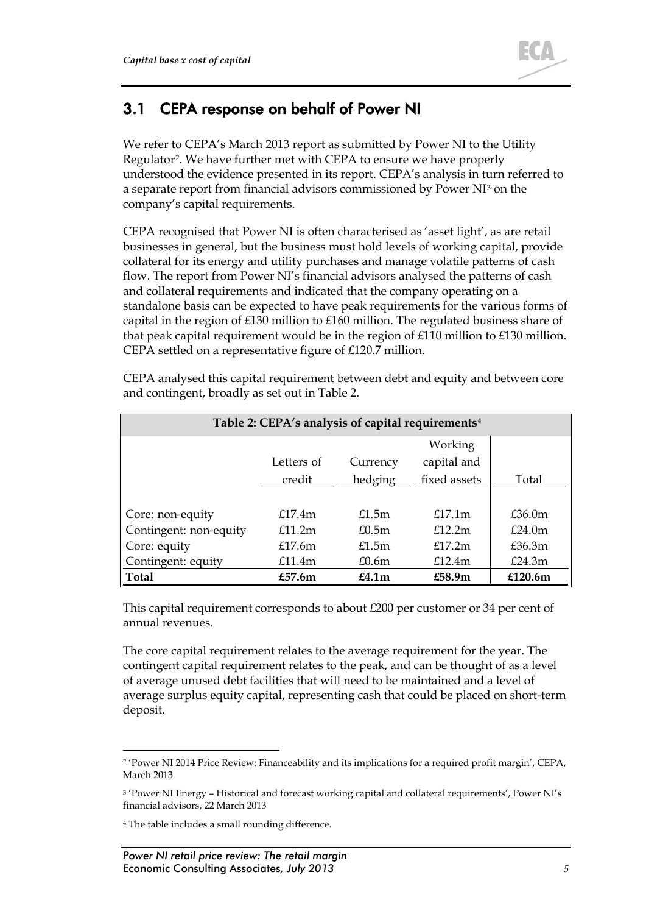## 3.1 CEPA response on behalf of Power NI

We refer to CEPA's March 2013 report as submitted by Power NI to the Utility Regulator[2]. We have further met with CEPA to ensure we have properly understood the evidence presented in its report. CEPA's analysis in turn referred to a separate report from financial advisors commissioned by Power NI[3] on the company's capital requirements.

CEPA recognised that Power NI is often characterised as 'asset light', as are retail businesses in general, but the business must hold levels of working capital, provide collateral for its energy and utility purchases and manage volatile patterns of cash flow. The report from Power NI's financial advisors analysed the patterns of cash and collateral requirements and indicated that the company operating on a standalone basis can be expected to have peak requirements for the various forms of capital in the region of £130 million to £160 million. The regulated business share of that peak capital requirement would be in the region of £110 million to £130 million. CEPA settled on a representative figure of £120.7 million.

CEPA analysed this capital requirement between debt and equity and between core and contingent, broadly as set out in Table 2.

**Table 2: CEPA's analysis of capital requirements[4]**

| | Letters of credit | Currency hedging | Working capital and fixed assets | Total |
|---|---|---|---|---|
| Core: non-equity | £17.4m | £1.5m | £17.1m | £36.0m |
| Contingent: non-equity | £11.2m | £0.5m | £12.2m | £24.0m |
| Core: equity | £17.6m | £1.5m | £17.2m | £36.3m |
| Contingent: equity | £11.4m | £0.6m | £12.4m | £24.3m |
| **Total** | **£57.6m** | **£4.1m** | **£58.9m** | **£120.6m** |

This capital requirement corresponds to about £200 per customer or 34 per cent of annual revenues.

The core capital requirement relates to the average requirement for the year. The contingent capital requirement relates to the peak, and can be thought of as a level of average unused debt facilities that will need to be maintained and a level of average surplus equity capital, representing cash that could be placed on short-term deposit.

---

[2] 'Power NI 2014 Price Review: Financeability and its implications for a required profit margin', CEPA, March 2013

[3] 'Power NI Energy – Historical and forecast working capital and collateral requirements', Power NI's financial advisors, 22 March 2013

[4] The table includes a small rounding difference.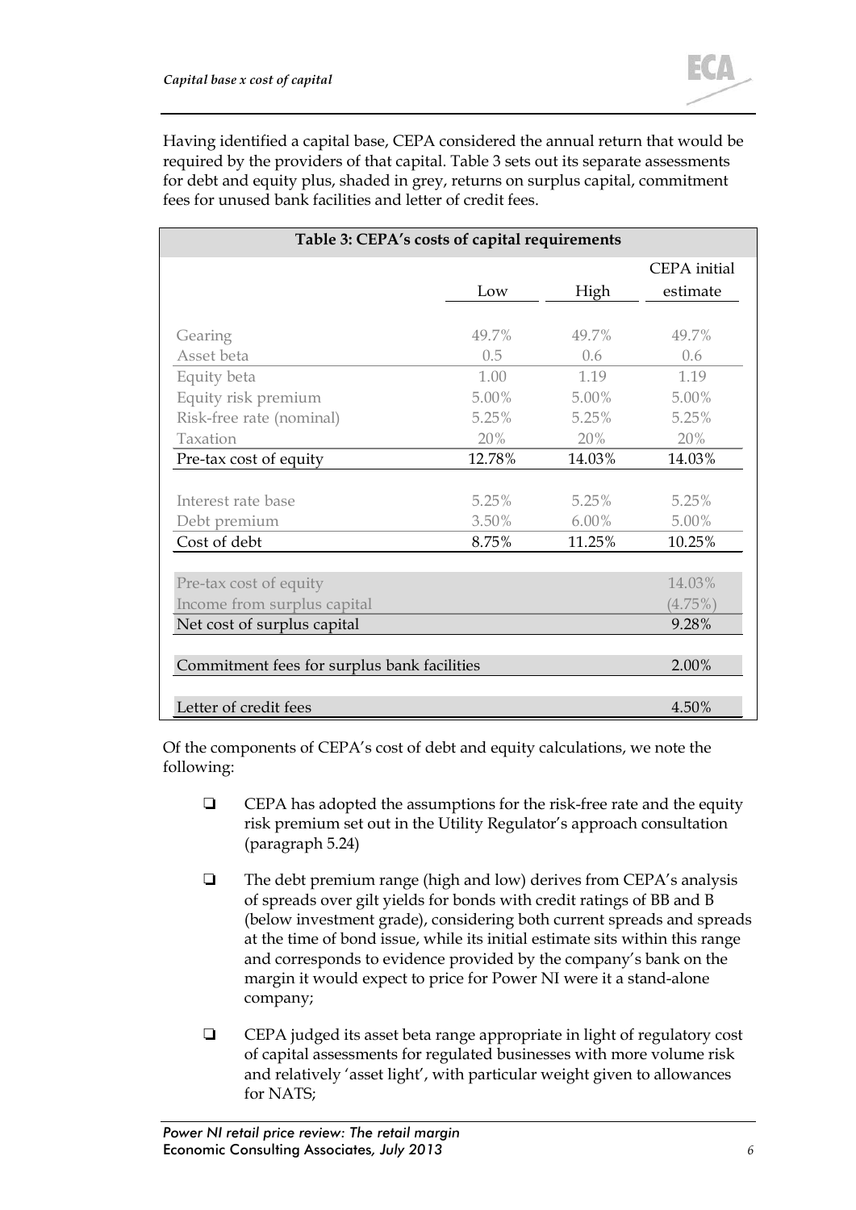Having identified a capital base, CEPA considered the annual return that would be required by the providers of that capital. Table 3 sets out its separate assessments for debt and equity plus, shaded in grey, returns on surplus capital, commitment fees for unused bank facilities and letter of credit fees.

**Table 3: CEPA's costs of capital requirements**

| | Low | High | CEPA initial estimate |
|---|---|---|---|
| Gearing | 49.7% | 49.7% | 49.7% |
| Asset beta | 0.5 | 0.6 | 0.6 |
| Equity beta | 1.00 | 1.19 | 1.19 |
| Equity risk premium | 5.00% | 5.00% | 5.00% |
| Risk-free rate (nominal) | 5.25% | 5.25% | 5.25% |
| Taxation | 20% | 20% | 20% |
| Pre-tax cost of equity | 12.78% | 14.03% | 14.03% |
| Interest rate base | 5.25% | 5.25% | 5.25% |
| Debt premium | 3.50% | 6.00% | 5.00% |
| Cost of debt | 8.75% | 11.25% | 10.25% |
| Pre-tax cost of equity | | | 14.03% |
| Income from surplus capital | | | (4.75%) |
| Net cost of surplus capital | | | 9.28% |
| Commitment fees for surplus bank facilities | | | 2.00% |
| Letter of credit fees | | | 4.50% |

Of the components of CEPA's cost of debt and equity calculations, we note the following:

- CEPA has adopted the assumptions for the risk-free rate and the equity risk premium set out in the Utility Regulator's approach consultation (paragraph 5.24)
- The debt premium range (high and low) derives from CEPA's analysis of spreads over gilt yields for bonds with credit ratings of BB and B (below investment grade), considering both current spreads and spreads at the time of bond issue, while its initial estimate sits within this range and corresponds to evidence provided by the company's bank on the margin it would expect to price for Power NI were it a stand-alone company;
- CEPA judged its asset beta range appropriate in light of regulatory cost of capital assessments for regulated businesses with more volume risk and relatively 'asset light', with particular weight given to allowances for NATS;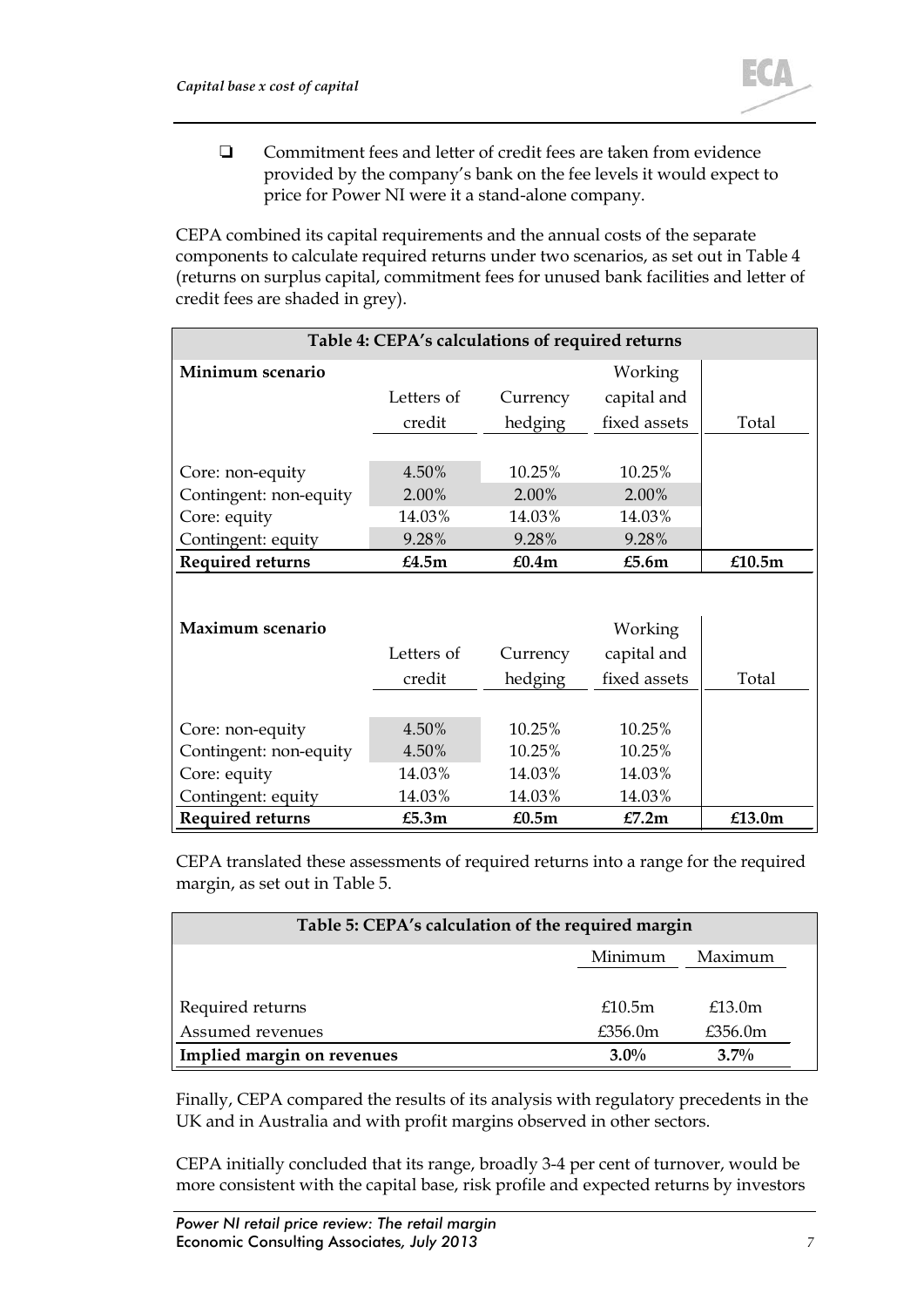- Commitment fees and letter of credit fees are taken from evidence provided by the company's bank on the fee levels it would expect to price for Power NI were it a stand-alone company.

CEPA combined its capital requirements and the annual costs of the separate components to calculate required returns under two scenarios, as set out in Table 4 (returns on surplus capital, commitment fees for unused bank facilities and letter of credit fees are shaded in grey).

**Table 4: CEPA's calculations of required returns**

| **Minimum scenario** | Letters of credit | Currency hedging | Working capital and fixed assets | Total |
|---|---|---|---|---|
| Core: non-equity | 4.50% | 10.25% | 10.25% | |
| Contingent: non-equity | 2.00% | 2.00% | 2.00% | |
| Core: equity | 14.03% | 14.03% | 14.03% | |
| Contingent: equity | 9.28% | 9.28% | 9.28% | |
| **Required returns** | **£4.5m** | **£0.4m** | **£5.6m** | **£10.5m** |

| **Maximum scenario** | Letters of credit | Currency hedging | Working capital and fixed assets | Total |
|---|---|---|---|---|
| Core: non-equity | 4.50% | 10.25% | 10.25% | |
| Contingent: non-equity | 4.50% | 10.25% | 10.25% | |
| Core: equity | 14.03% | 14.03% | 14.03% | |
| Contingent: equity | 14.03% | 14.03% | 14.03% | |
| **Required returns** | **£5.3m** | **£0.5m** | **£7.2m** | **£13.0m** |

CEPA translated these assessments of required returns into a range for the required margin, as set out in Table 5.

**Table 5: CEPA's calculation of the required margin**

| | Minimum | Maximum |
|---|---|---|
| Required returns | £10.5m | £13.0m |
| Assumed revenues | £356.0m | £356.0m |
| **Implied margin on revenues** | **3.0%** | **3.7%** |

Finally, CEPA compared the results of its analysis with regulatory precedents in the UK and in Australia and with profit margins observed in other sectors.

CEPA initially concluded that its range, broadly 3-4 per cent of turnover, would be more consistent with the capital base, risk profile and expected returns by investors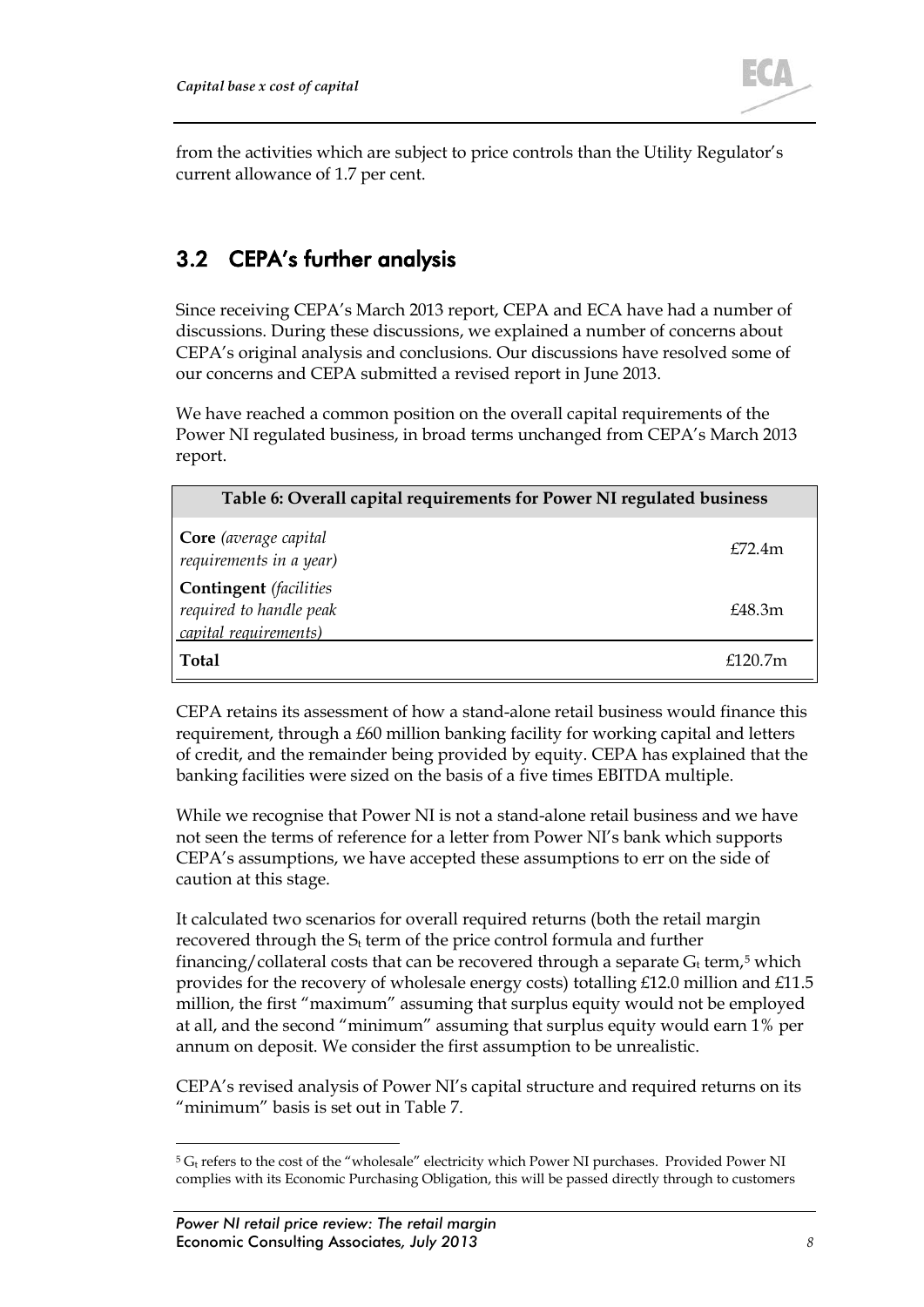from the activities which are subject to price controls than the Utility Regulator's current allowance of 1.7 per cent.

## 3.2 CEPA's further analysis

Since receiving CEPA's March 2013 report, CEPA and ECA have had a number of discussions. During these discussions, we explained a number of concerns about CEPA's original analysis and conclusions. Our discussions have resolved some of our concerns and CEPA submitted a revised report in June 2013.

We have reached a common position on the overall capital requirements of the Power NI regulated business, in broad terms unchanged from CEPA's March 2013 report.

| Table 6: Overall capital requirements for Power NI regulated business | |
|---|---|
| **Core** *(average capital requirements in a year)* | £72.4m |
| **Contingent** *(facilities required to handle peak capital requirements)* | £48.3m |
| **Total** | £120.7m |

CEPA retains its assessment of how a stand-alone retail business would finance this requirement, through a £60 million banking facility for working capital and letters of credit, and the remainder being provided by equity. CEPA has explained that the banking facilities were sized on the basis of a five times EBITDA multiple.

While we recognise that Power NI is not a stand-alone retail business and we have not seen the terms of reference for a letter from Power NI's bank which supports CEPA's assumptions, we have accepted these assumptions to err on the side of caution at this stage.

It calculated two scenarios for overall required returns (both the retail margin recovered through the $S_t$ term of the price control formula and further financing/collateral costs that can be recovered through a separate $G_t$ term,[5] which provides for the recovery of wholesale energy costs) totalling £12.0 million and £11.5 million, the first "maximum" assuming that surplus equity would not be employed at all, and the second "minimum" assuming that surplus equity would earn 1% per annum on deposit. We consider the first assumption to be unrealistic.

CEPA's revised analysis of Power NI's capital structure and required returns on its "minimum" basis is set out in Table 7.

[5] $G_t$ refers to the cost of the "wholesale" electricity which Power NI purchases. Provided Power NI complies with its Economic Purchasing Obligation, this will be passed directly through to customers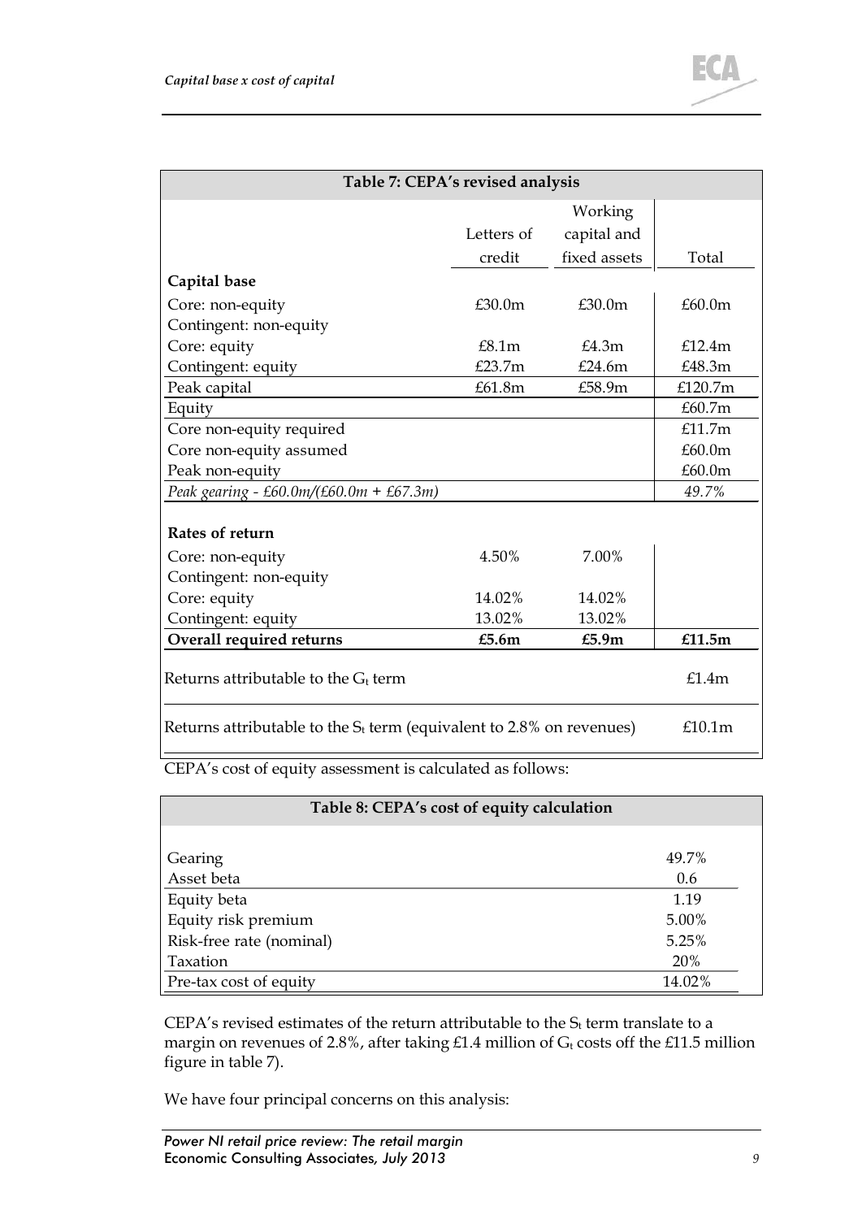| Table 7: CEPA's revised analysis | | | |
|---|---|---|---|
| | Letters of credit | Working capital and fixed assets | Total |
| **Capital base** | | | |
| Core: non-equity | £30.0m | £30.0m | £60.0m |
| Contingent: non-equity | | | |
| Core: equity | £8.1m | £4.3m | £12.4m |
| Contingent: equity | £23.7m | £24.6m | £48.3m |
| Peak capital | £61.8m | £58.9m | £120.7m |
| Equity | | | £60.7m |
| Core non-equity required | | | £11.7m |
| Core non-equity assumed | | | £60.0m |
| Peak non-equity | | | £60.0m |
| *Peak gearing - £60.0m/(£60.0m + £67.3m)* | | | *49.7%* |
| **Rates of return** | | | |
| Core: non-equity | 4.50% | 7.00% | |
| Contingent: non-equity | | | |
| Core: equity | 14.02% | 14.02% | |
| Contingent: equity | 13.02% | 13.02% | |
| **Overall required returns** | **£5.6m** | **£5.9m** | **£11.5m** |
| Returns attributable to the $G_t$ term | | | £1.4m |
| Returns attributable to the $S_t$ term (equivalent to 2.8% on revenues) | | | £10.1m |

CEPA's cost of equity assessment is calculated as follows:

| Table 8: CEPA's cost of equity calculation | |
|---|---|
| Gearing | 49.7% |
| Asset beta | 0.6 |
| Equity beta | 1.19 |
| Equity risk premium | 5.00% |
| Risk-free rate (nominal) | 5.25% |
| Taxation | 20% |
| Pre-tax cost of equity | 14.02% |

CEPA's revised estimates of the return attributable to the $S_t$ term translate to a margin on revenues of 2.8%, after taking £1.4 million of $G_t$ costs off the £11.5 million figure in table 7).

We have four principal concerns on this analysis: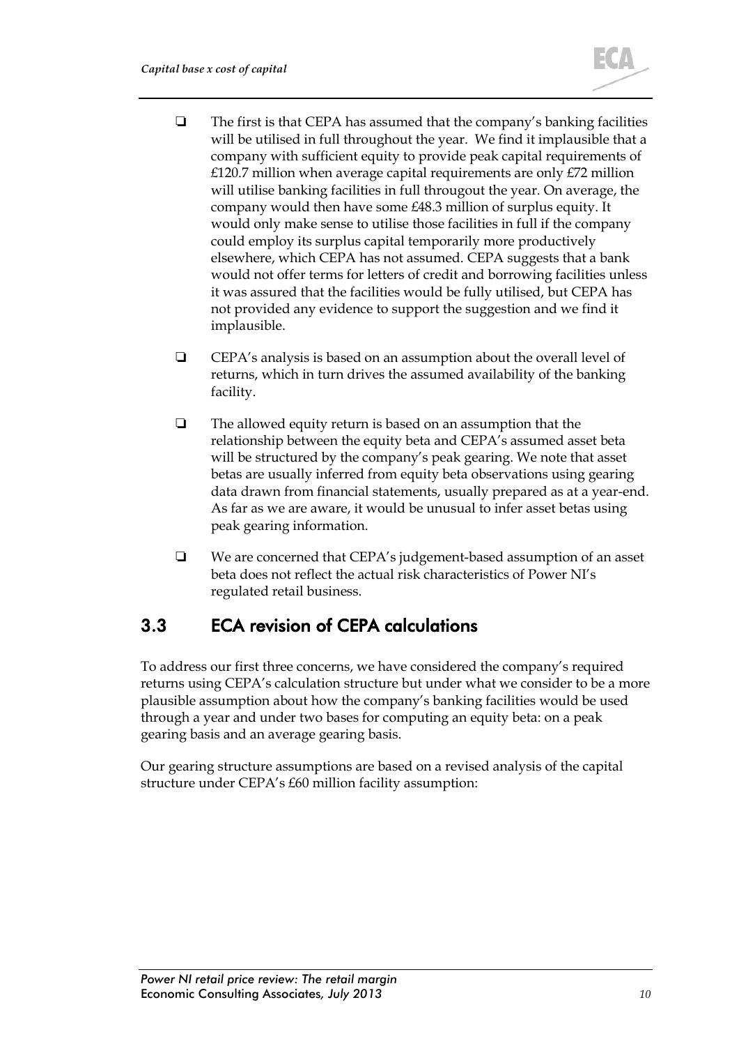- The first is that CEPA has assumed that the company's banking facilities will be utilised in full throughout the year. We find it implausible that a company with sufficient equity to provide peak capital requirements of £120.7 million when average capital requirements are only £72 million will utilise banking facilities in full througout the year. On average, the company would then have some £48.3 million of surplus equity. It would only make sense to utilise those facilities in full if the company could employ its surplus capital temporarily more productively elsewhere, which CEPA has not assumed. CEPA suggests that a bank would not offer terms for letters of credit and borrowing facilities unless it was assured that the facilities would be fully utilised, but CEPA has not provided any evidence to support the suggestion and we find it implausible.
- CEPA's analysis is based on an assumption about the overall level of returns, which in turn drives the assumed availability of the banking facility.
- The allowed equity return is based on an assumption that the relationship between the equity beta and CEPA's assumed asset beta will be structured by the company's peak gearing. We note that asset betas are usually inferred from equity beta observations using gearing data drawn from financial statements, usually prepared as at a year-end. As far as we are aware, it would be unusual to infer asset betas using peak gearing information.
- We are concerned that CEPA's judgement-based assumption of an asset beta does not reflect the actual risk characteristics of Power NI's regulated retail business.

## 3.3 ECA revision of CEPA calculations

To address our first three concerns, we have considered the company's required returns using CEPA's calculation structure but under what we consider to be a more plausible assumption about how the company's banking facilities would be used through a year and under two bases for computing an equity beta: on a peak gearing basis and an average gearing basis.

Our gearing structure assumptions are based on a revised analysis of the capital structure under CEPA's £60 million facility assumption: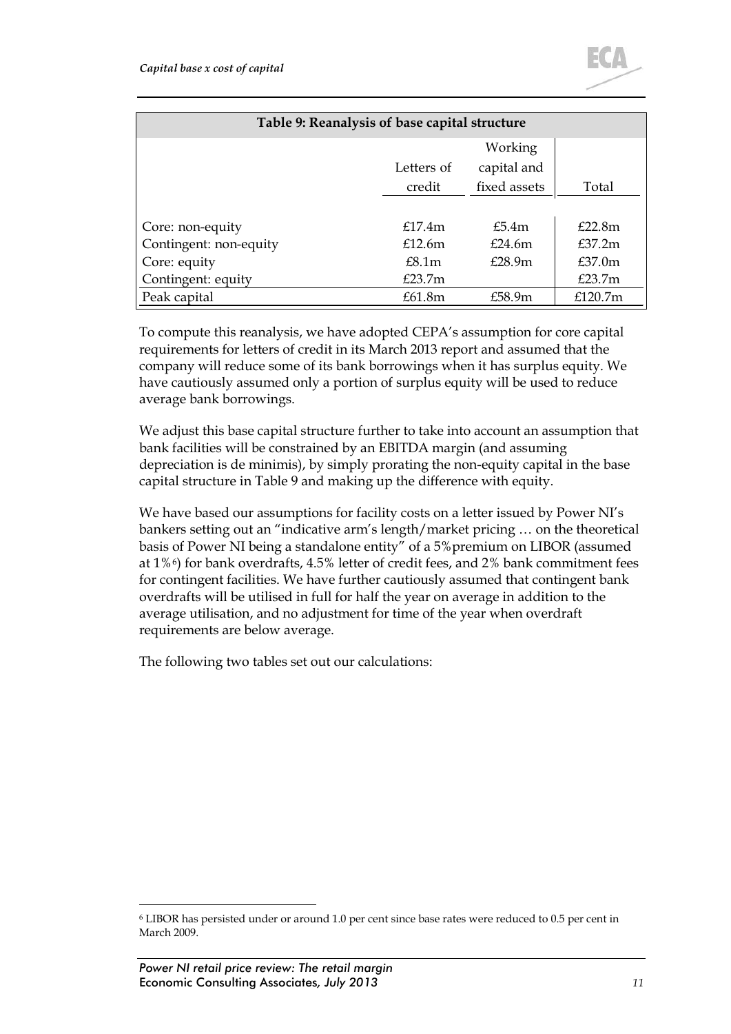| Table 9: Reanalysis of base capital structure | | | |
|---|---|---|---|
| | Letters of credit | Working capital and fixed assets | Total |
| Core: non-equity | £17.4m | £5.4m | £22.8m |
| Contingent: non-equity | £12.6m | £24.6m | £37.2m |
| Core: equity | £8.1m | £28.9m | £37.0m |
| Contingent: equity | £23.7m | | £23.7m |
| Peak capital | £61.8m | £58.9m | £120.7m |

To compute this reanalysis, we have adopted CEPA's assumption for core capital requirements for letters of credit in its March 2013 report and assumed that the company will reduce some of its bank borrowings when it has surplus equity. We have cautiously assumed only a portion of surplus equity will be used to reduce average bank borrowings.

We adjust this base capital structure further to take into account an assumption that bank facilities will be constrained by an EBITDA margin (and assuming depreciation is de minimis), by simply prorating the non-equity capital in the base capital structure in Table 9 and making up the difference with equity.

We have based our assumptions for facility costs on a letter issued by Power NI's bankers setting out an "indicative arm's length/market pricing … on the theoretical basis of Power NI being a standalone entity" of a 5%premium on LIBOR (assumed at 1%[6]) for bank overdrafts, 4.5% letter of credit fees, and 2% bank commitment fees for contingent facilities. We have further cautiously assumed that contingent bank overdrafts will be utilised in full for half the year on average in addition to the average utilisation, and no adjustment for time of the year when overdraft requirements are below average.

The following two tables set out our calculations:

[6] LIBOR has persisted under or around 1.0 per cent since base rates were reduced to 0.5 per cent in March 2009.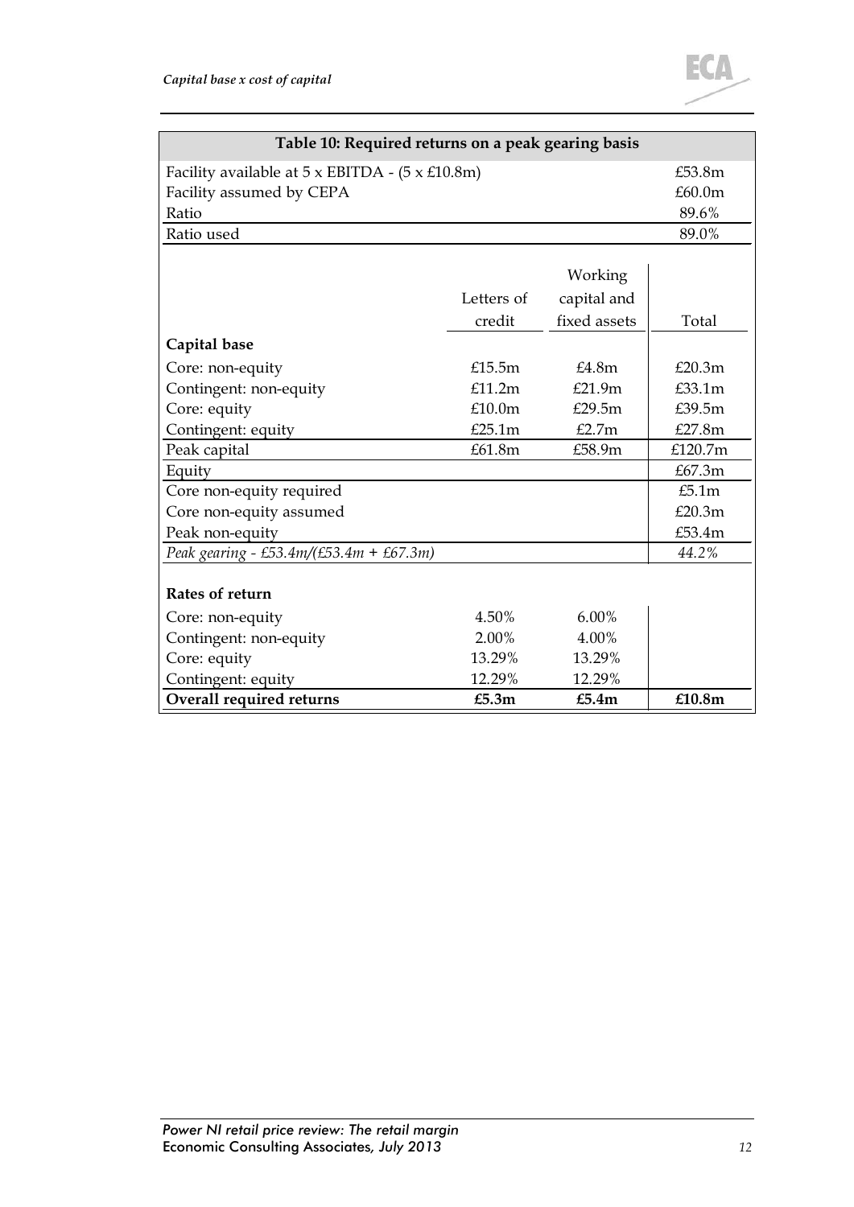| Table 10: Required returns on a peak gearing basis | | | |
|---|---|---|---|
| Facility available at 5 x EBITDA - (5 x £10.8m) | | | £53.8m |
| Facility assumed by CEPA | | | £60.0m |
| Ratio | | | 89.6% |
| Ratio used | | | 89.0% |
| | Letters of credit | Working capital and fixed assets | Total |
| **Capital base** | | | |
| Core: non-equity | £15.5m | £4.8m | £20.3m |
| Contingent: non-equity | £11.2m | £21.9m | £33.1m |
| Core: equity | £10.0m | £29.5m | £39.5m |
| Contingent: equity | £25.1m | £2.7m | £27.8m |
| Peak capital | £61.8m | £58.9m | £120.7m |
| Equity | | | £67.3m |
| Core non-equity required | | | £5.1m |
| Core non-equity assumed | | | £20.3m |
| Peak non-equity | | | £53.4m |
| *Peak gearing - £53.4m/(£53.4m + £67.3m)* | | | *44.2%* |
| **Rates of return** | | | |
| Core: non-equity | 4.50% | 6.00% | |
| Contingent: non-equity | 2.00% | 4.00% | |
| Core: equity | 13.29% | 13.29% | |
| Contingent: equity | 12.29% | 12.29% | |
| **Overall required returns** | **£5.3m** | **£5.4m** | **£10.8m** |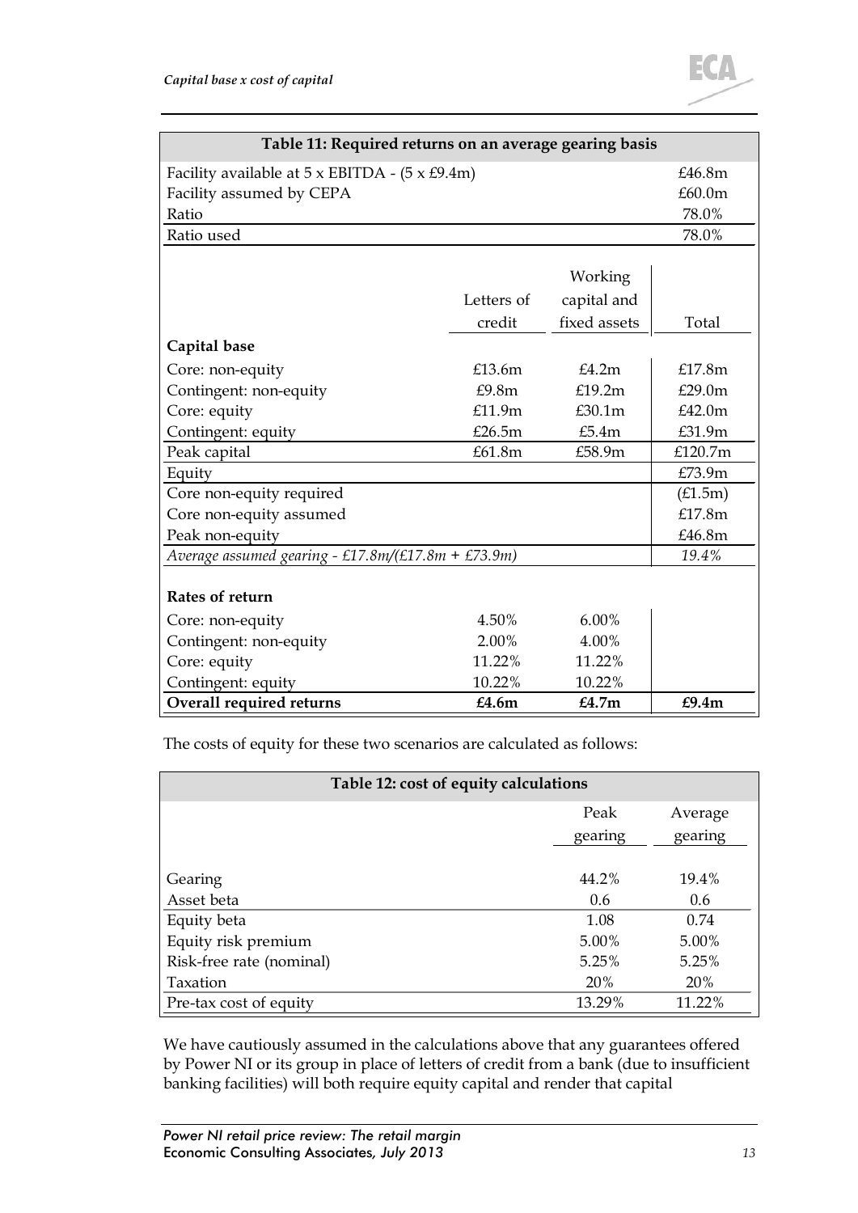| Table 11: Required returns on an average gearing basis | | | |
|---|---|---|---|
| Facility available at 5 x EBITDA - (5 x £9.4m) | | | £46.8m |
| Facility assumed by CEPA | | | £60.0m |
| Ratio | | | 78.0% |
| Ratio used | | | 78.0% |
| | Letters of credit | Working capital and fixed assets | Total |
| **Capital base** | | | |
| Core: non-equity | £13.6m | £4.2m | £17.8m |
| Contingent: non-equity | £9.8m | £19.2m | £29.0m |
| Core: equity | £11.9m | £30.1m | £42.0m |
| Contingent: equity | £26.5m | £5.4m | £31.9m |
| Peak capital | £61.8m | £58.9m | £120.7m |
| Equity | | | £73.9m |
| Core non-equity required | | | (£1.5m) |
| Core non-equity assumed | | | £17.8m |
| Peak non-equity | | | £46.8m |
| *Average assumed gearing - £17.8m/(£17.8m + £73.9m)* | | | *19.4%* |
| **Rates of return** | | | |
| Core: non-equity | 4.50% | 6.00% | |
| Contingent: non-equity | 2.00% | 4.00% | |
| Core: equity | 11.22% | 11.22% | |
| Contingent: equity | 10.22% | 10.22% | |
| **Overall required returns** | **£4.6m** | **£4.7m** | **£9.4m** |

The costs of equity for these two scenarios are calculated as follows:

| Table 12: cost of equity calculations | | |
|---|---|---|
| | Peak gearing | Average gearing |
| Gearing | 44.2% | 19.4% |
| Asset beta | 0.6 | 0.6 |
| Equity beta | 1.08 | 0.74 |
| Equity risk premium | 5.00% | 5.00% |
| Risk-free rate (nominal) | 5.25% | 5.25% |
| Taxation | 20% | 20% |
| Pre-tax cost of equity | 13.29% | 11.22% |

We have cautiously assumed in the calculations above that any guarantees offered by Power NI or its group in place of letters of credit from a bank (due to insufficient banking facilities) will both require equity capital and render that capital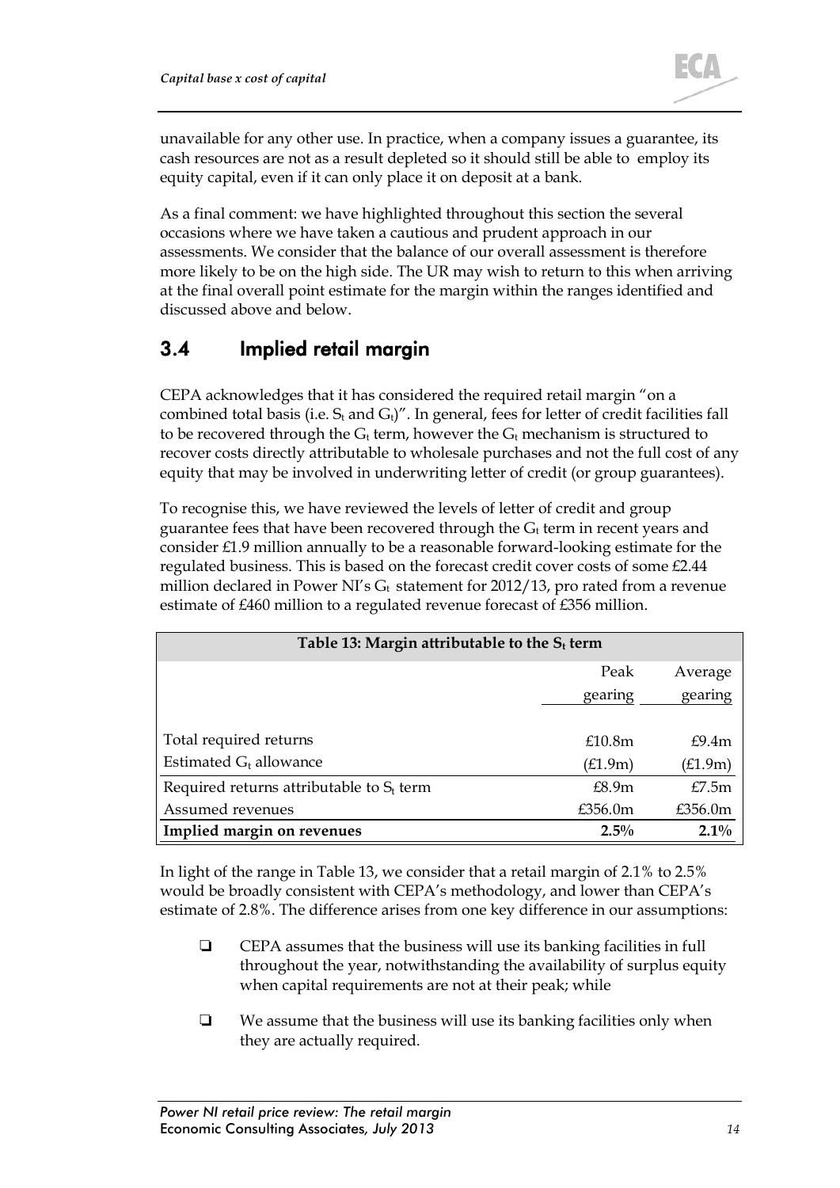unavailable for any other use. In practice, when a company issues a guarantee, its cash resources are not as a result depleted so it should still be able to employ its equity capital, even if it can only place it on deposit at a bank.

As a final comment: we have highlighted throughout this section the several occasions where we have taken a cautious and prudent approach in our assessments. We consider that the balance of our overall assessment is therefore more likely to be on the high side. The UR may wish to return to this when arriving at the final overall point estimate for the margin within the ranges identified and discussed above and below.

## 3.4 Implied retail margin

CEPA acknowledges that it has considered the required retail margin "on a combined total basis (i.e. $S_t$ and $G_t$)". In general, fees for letter of credit facilities fall to be recovered through the $G_t$ term, however the $G_t$ mechanism is structured to recover costs directly attributable to wholesale purchases and not the full cost of any equity that may be involved in underwriting letter of credit (or group guarantees).

To recognise this, we have reviewed the levels of letter of credit and group guarantee fees that have been recovered through the $G_t$ term in recent years and consider £1.9 million annually to be a reasonable forward-looking estimate for the regulated business. This is based on the forecast credit cover costs of some £2.44 million declared in Power NI's $G_t$ statement for 2012/13, pro rated from a revenue estimate of £460 million to a regulated revenue forecast of £356 million.

**Table 13: Margin attributable to the $S_t$ term**

| | Peak gearing | Average gearing |
|---|---|---|
| Total required returns | £10.8m | £9.4m |
| Estimated $G_t$ allowance | (£1.9m) | (£1.9m) |
| Required returns attributable to $S_t$ term | £8.9m | £7.5m |
| Assumed revenues | £356.0m | £356.0m |
| **Implied margin on revenues** | **2.5%** | **2.1%** |

In light of the range in Table 13, we consider that a retail margin of 2.1% to 2.5% would be broadly consistent with CEPA's methodology, and lower than CEPA's estimate of 2.8%. The difference arises from one key difference in our assumptions:

- CEPA assumes that the business will use its banking facilities in full throughout the year, notwithstanding the availability of surplus equity when capital requirements are not at their peak; while
- We assume that the business will use its banking facilities only when they are actually required.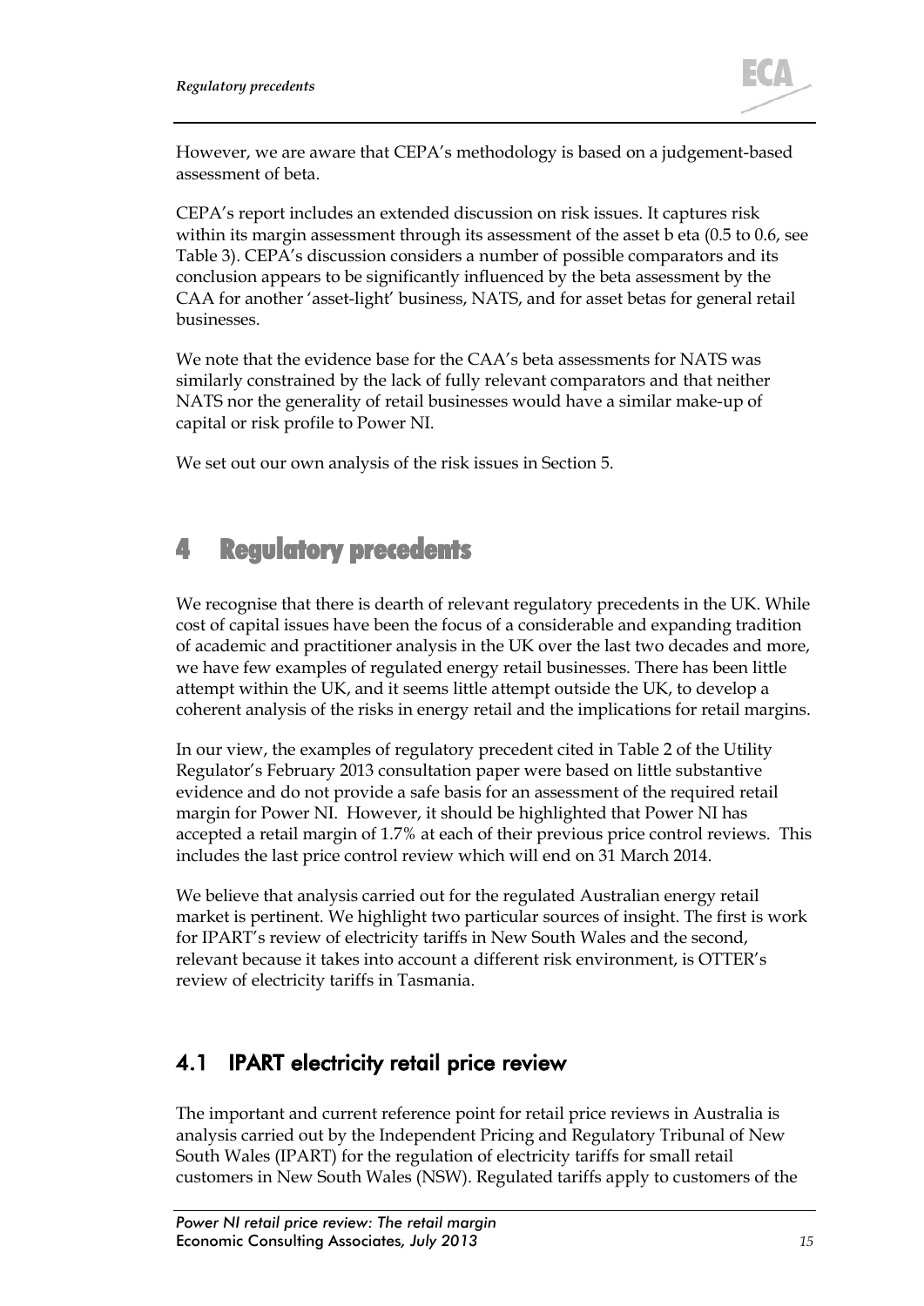However, we are aware that CEPA's methodology is based on a judgement-based assessment of beta.

CEPA's report includes an extended discussion on risk issues. It captures risk within its margin assessment through its assessment of the asset b eta (0.5 to 0.6, see Table 3). CEPA's discussion considers a number of possible comparators and its conclusion appears to be significantly influenced by the beta assessment by the CAA for another 'asset-light' business, NATS, and for asset betas for general retail businesses.

We note that the evidence base for the CAA's beta assessments for NATS was similarly constrained by the lack of fully relevant comparators and that neither NATS nor the generality of retail businesses would have a similar make-up of capital or risk profile to Power NI.

We set out our own analysis of the risk issues in Section 5.

# 4 Regulatory precedents

We recognise that there is dearth of relevant regulatory precedents in the UK. While cost of capital issues have been the focus of a considerable and expanding tradition of academic and practitioner analysis in the UK over the last two decades and more, we have few examples of regulated energy retail businesses. There has been little attempt within the UK, and it seems little attempt outside the UK, to develop a coherent analysis of the risks in energy retail and the implications for retail margins.

In our view, the examples of regulatory precedent cited in Table 2 of the Utility Regulator's February 2013 consultation paper were based on little substantive evidence and do not provide a safe basis for an assessment of the required retail margin for Power NI. However, it should be highlighted that Power NI has accepted a retail margin of 1.7% at each of their previous price control reviews. This includes the last price control review which will end on 31 March 2014.

We believe that analysis carried out for the regulated Australian energy retail market is pertinent. We highlight two particular sources of insight. The first is work for IPART's review of electricity tariffs in New South Wales and the second, relevant because it takes into account a different risk environment, is OTTER's review of electricity tariffs in Tasmania.

## 4.1 IPART electricity retail price review

The important and current reference point for retail price reviews in Australia is analysis carried out by the Independent Pricing and Regulatory Tribunal of New South Wales (IPART) for the regulation of electricity tariffs for small retail customers in New South Wales (NSW). Regulated tariffs apply to customers of the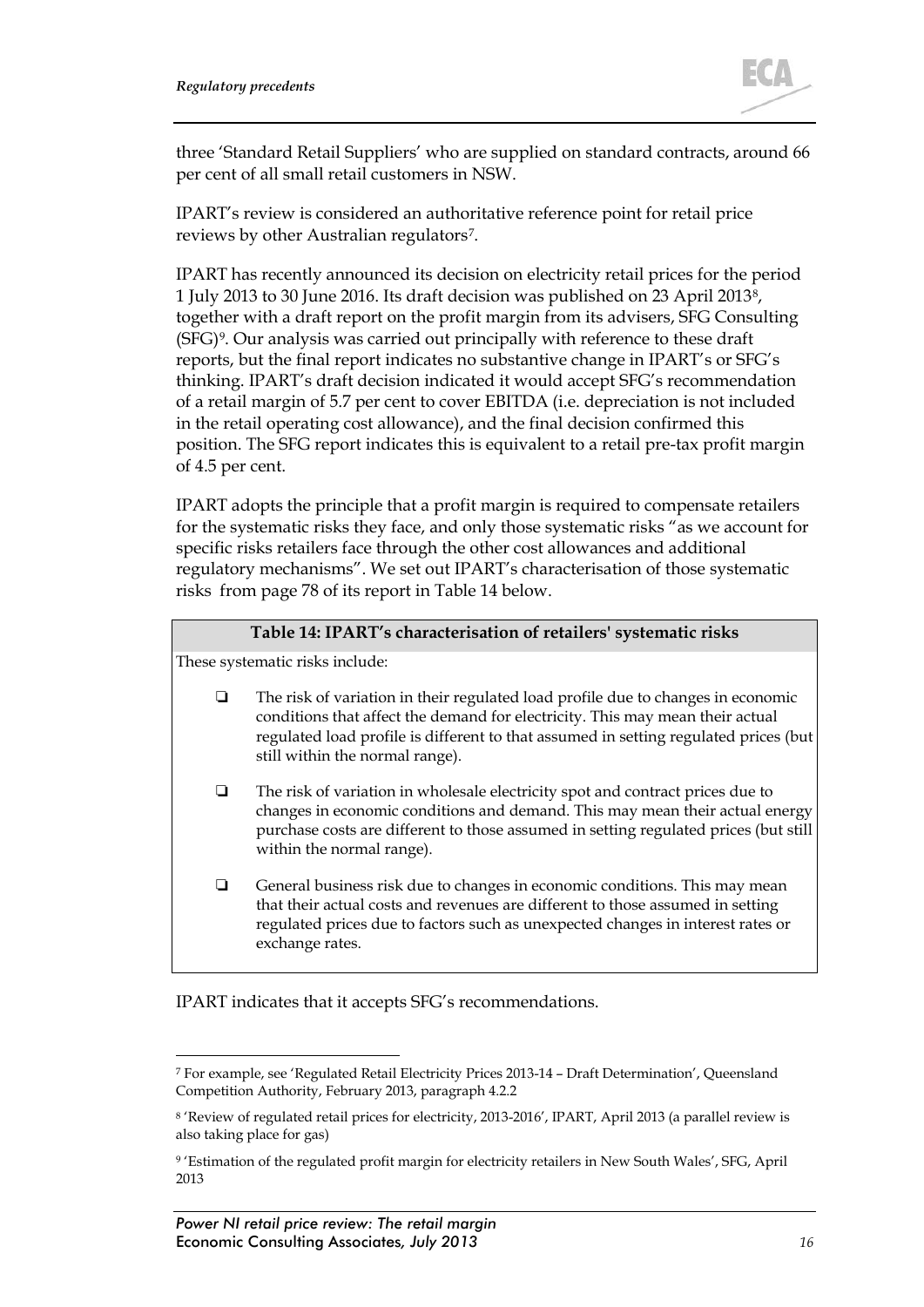three 'Standard Retail Suppliers' who are supplied on standard contracts, around 66 per cent of all small retail customers in NSW.

IPART's review is considered an authoritative reference point for retail price reviews by other Australian regulators[7].

IPART has recently announced its decision on electricity retail prices for the period 1 July 2013 to 30 June 2016. Its draft decision was published on 23 April 2013[8], together with a draft report on the profit margin from its advisers, SFG Consulting (SFG)[9]. Our analysis was carried out principally with reference to these draft reports, but the final report indicates no substantive change in IPART's or SFG's thinking. IPART's draft decision indicated it would accept SFG's recommendation of a retail margin of 5.7 per cent to cover EBITDA (i.e. depreciation is not included in the retail operating cost allowance), and the final decision confirmed this position. The SFG report indicates this is equivalent to a retail pre-tax profit margin of 4.5 per cent.

IPART adopts the principle that a profit margin is required to compensate retailers for the systematic risks they face, and only those systematic risks "as we account for specific risks retailers face through the other cost allowances and additional regulatory mechanisms". We set out IPART's characterisation of those systematic risks from page 78 of its report in Table 14 below.

**Table 14: IPART's characterisation of retailers' systematic risks**

These systematic risks include:

- The risk of variation in their regulated load profile due to changes in economic conditions that affect the demand for electricity. This may mean their actual regulated load profile is different to that assumed in setting regulated prices (but still within the normal range).
- The risk of variation in wholesale electricity spot and contract prices due to changes in economic conditions and demand. This may mean their actual energy purchase costs are different to those assumed in setting regulated prices (but still within the normal range).
- General business risk due to changes in economic conditions. This may mean that their actual costs and revenues are different to those assumed in setting regulated prices due to factors such as unexpected changes in interest rates or exchange rates.

IPART indicates that it accepts SFG's recommendations.

[7] For example, see 'Regulated Retail Electricity Prices 2013-14 – Draft Determination', Queensland Competition Authority, February 2013, paragraph 4.2.2

[8] 'Review of regulated retail prices for electricity, 2013-2016', IPART, April 2013 (a parallel review is also taking place for gas)

[9] 'Estimation of the regulated profit margin for electricity retailers in New South Wales', SFG, April 2013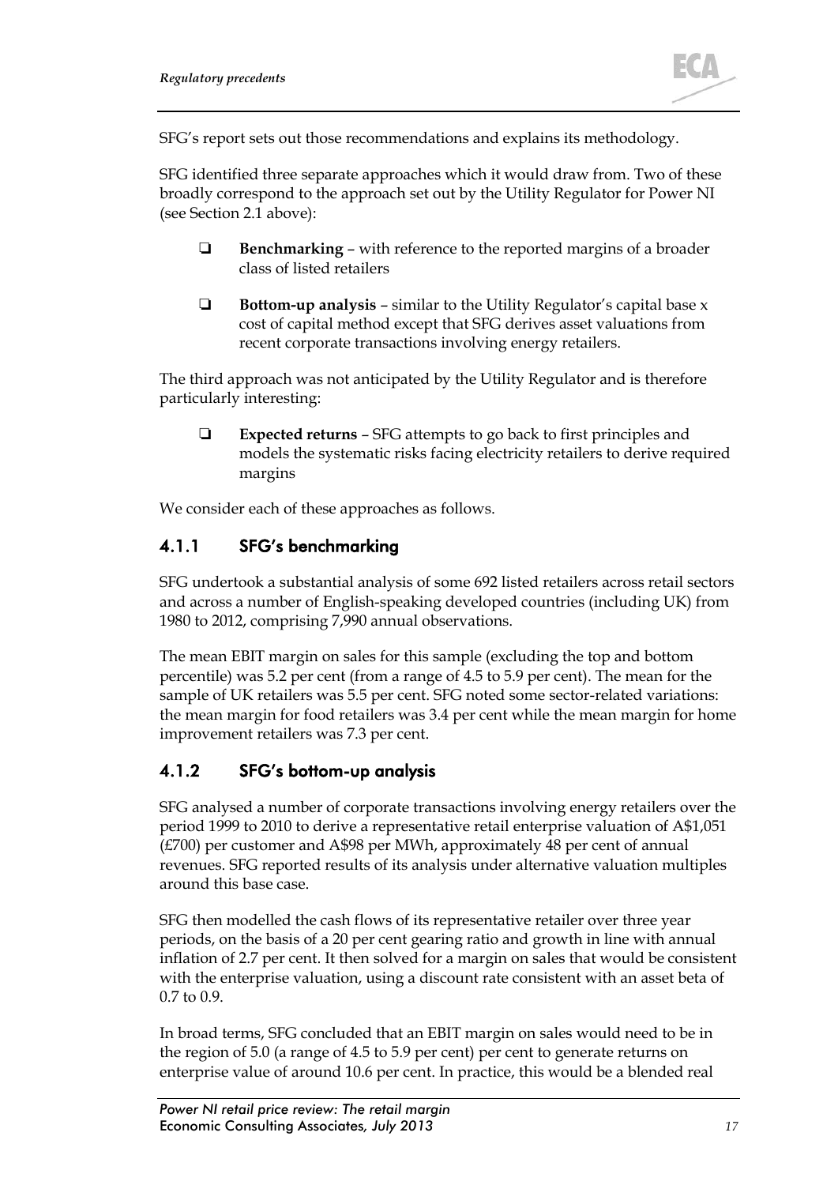SFG's report sets out those recommendations and explains its methodology.

SFG identified three separate approaches which it would draw from. Two of these broadly correspond to the approach set out by the Utility Regulator for Power NI (see Section 2.1 above):

- **Benchmarking** – with reference to the reported margins of a broader class of listed retailers
- **Bottom-up analysis** – similar to the Utility Regulator's capital base x cost of capital method except that SFG derives asset valuations from recent corporate transactions involving energy retailers.

The third approach was not anticipated by the Utility Regulator and is therefore particularly interesting:

- **Expected returns** – SFG attempts to go back to first principles and models the systematic risks facing electricity retailers to derive required margins

We consider each of these approaches as follows.

### 4.1.1 SFG's benchmarking

SFG undertook a substantial analysis of some 692 listed retailers across retail sectors and across a number of English-speaking developed countries (including UK) from 1980 to 2012, comprising 7,990 annual observations.

The mean EBIT margin on sales for this sample (excluding the top and bottom percentile) was 5.2 per cent (from a range of 4.5 to 5.9 per cent). The mean for the sample of UK retailers was 5.5 per cent. SFG noted some sector-related variations: the mean margin for food retailers was 3.4 per cent while the mean margin for home improvement retailers was 7.3 per cent.

### 4.1.2 SFG's bottom-up analysis

SFG analysed a number of corporate transactions involving energy retailers over the period 1999 to 2010 to derive a representative retail enterprise valuation of A$1,051 (£700) per customer and A$98 per MWh, approximately 48 per cent of annual revenues. SFG reported results of its analysis under alternative valuation multiples around this base case.

SFG then modelled the cash flows of its representative retailer over three year periods, on the basis of a 20 per cent gearing ratio and growth in line with annual inflation of 2.7 per cent. It then solved for a margin on sales that would be consistent with the enterprise valuation, using a discount rate consistent with an asset beta of 0.7 to 0.9.

In broad terms, SFG concluded that an EBIT margin on sales would need to be in the region of 5.0 (a range of 4.5 to 5.9 per cent) per cent to generate returns on enterprise value of around 10.6 per cent. In practice, this would be a blended real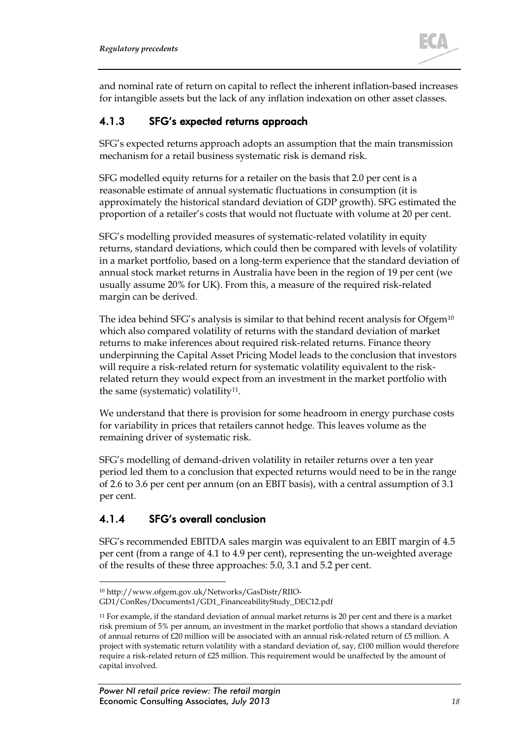and nominal rate of return on capital to reflect the inherent inflation-based increases for intangible assets but the lack of any inflation indexation on other asset classes.

### 4.1.3 SFG's expected returns approach

SFG's expected returns approach adopts an assumption that the main transmission mechanism for a retail business systematic risk is demand risk.

SFG modelled equity returns for a retailer on the basis that 2.0 per cent is a reasonable estimate of annual systematic fluctuations in consumption (it is approximately the historical standard deviation of GDP growth). SFG estimated the proportion of a retailer's costs that would not fluctuate with volume at 20 per cent.

SFG's modelling provided measures of systematic-related volatility in equity returns, standard deviations, which could then be compared with levels of volatility in a market portfolio, based on a long-term experience that the standard deviation of annual stock market returns in Australia have been in the region of 19 per cent (we usually assume 20% for UK). From this, a measure of the required risk-related margin can be derived.

The idea behind SFG's analysis is similar to that behind recent analysis for Ofgem[10] which also compared volatility of returns with the standard deviation of market returns to make inferences about required risk-related returns. Finance theory underpinning the Capital Asset Pricing Model leads to the conclusion that investors will require a risk-related return for systematic volatility equivalent to the risk-related return they would expect from an investment in the market portfolio with the same (systematic) volatility[11].

We understand that there is provision for some headroom in energy purchase costs for variability in prices that retailers cannot hedge. This leaves volume as the remaining driver of systematic risk.

SFG's modelling of demand-driven volatility in retailer returns over a ten year period led them to a conclusion that expected returns would need to be in the range of 2.6 to 3.6 per cent per annum (on an EBIT basis), with a central assumption of 3.1 per cent.

### 4.1.4 SFG's overall conclusion

SFG's recommended EBITDA sales margin was equivalent to an EBIT margin of 4.5 per cent (from a range of 4.1 to 4.9 per cent), representing the un-weighted average of the results of these three approaches: 5.0, 3.1 and 5.2 per cent.

---

[10] http://www.ofgem.gov.uk/Networks/GasDistr/RIIO-GD1/ConRes/Documents1/GD1_FinanceabilityStudy_DEC12.pdf

[11] For example, if the standard deviation of annual market returns is 20 per cent and there is a market risk premium of 5% per annum, an investment in the market portfolio that shows a standard deviation of annual returns of £20 million will be associated with an annual risk-related return of £5 million. A project with systematic return volatility with a standard deviation of, say, £100 million would therefore require a risk-related return of £25 million. This requirement would be unaffected by the amount of capital involved.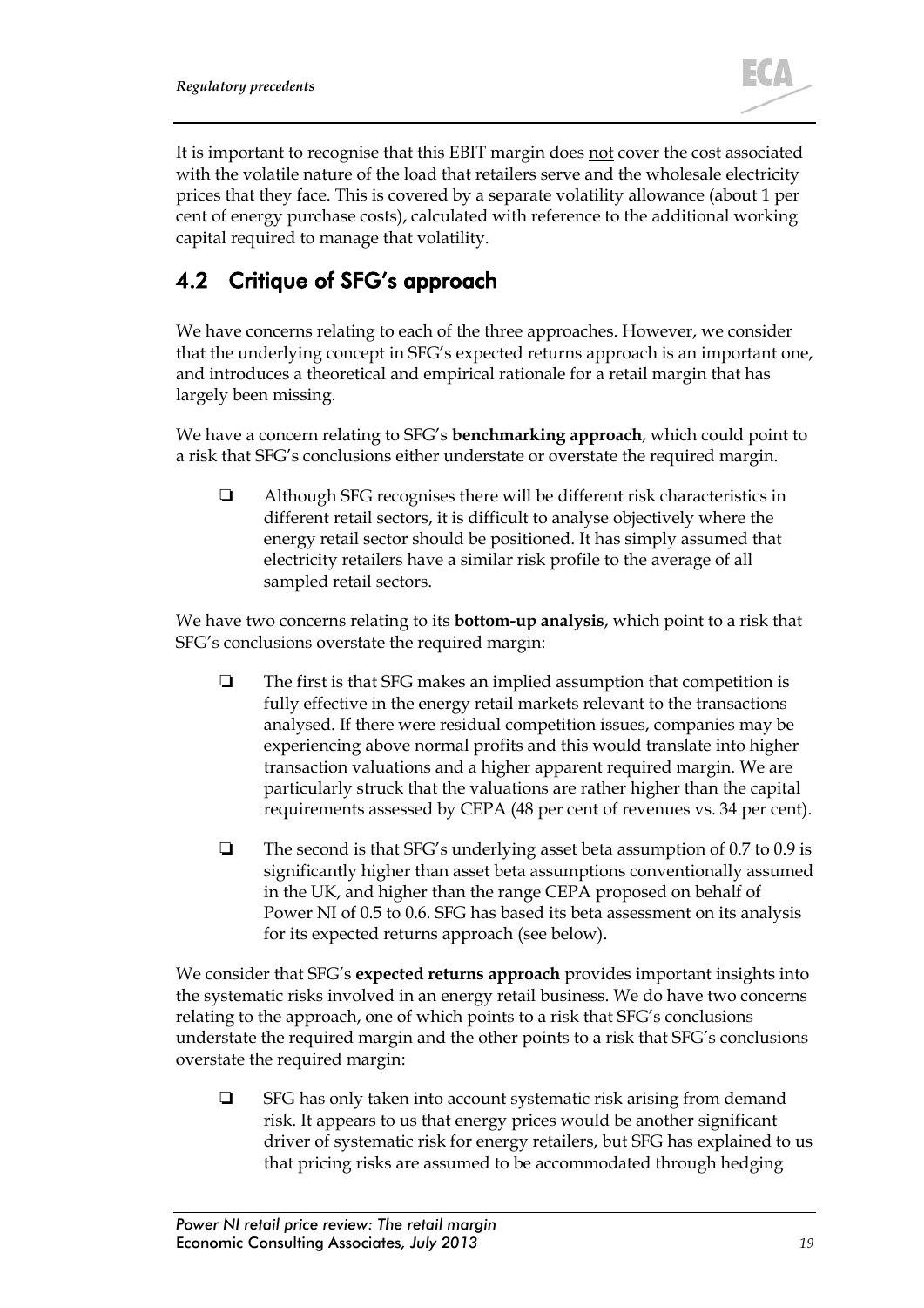It is important to recognise that this EBIT margin does not cover the cost associated with the volatile nature of the load that retailers serve and the wholesale electricity prices that they face. This is covered by a separate volatility allowance (about 1 per cent of energy purchase costs), calculated with reference to the additional working capital required to manage that volatility.

## 4.2 Critique of SFG's approach

We have concerns relating to each of the three approaches. However, we consider that the underlying concept in SFG's expected returns approach is an important one, and introduces a theoretical and empirical rationale for a retail margin that has largely been missing.

We have a concern relating to SFG's **benchmarking approach**, which could point to a risk that SFG's conclusions either understate or overstate the required margin.

- Although SFG recognises there will be different risk characteristics in different retail sectors, it is difficult to analyse objectively where the energy retail sector should be positioned. It has simply assumed that electricity retailers have a similar risk profile to the average of all sampled retail sectors.

We have two concerns relating to its **bottom-up analysis**, which point to a risk that SFG's conclusions overstate the required margin:

- The first is that SFG makes an implied assumption that competition is fully effective in the energy retail markets relevant to the transactions analysed. If there were residual competition issues, companies may be experiencing above normal profits and this would translate into higher transaction valuations and a higher apparent required margin. We are particularly struck that the valuations are rather higher than the capital requirements assessed by CEPA (48 per cent of revenues vs. 34 per cent).
- The second is that SFG's underlying asset beta assumption of 0.7 to 0.9 is significantly higher than asset beta assumptions conventionally assumed in the UK, and higher than the range CEPA proposed on behalf of Power NI of 0.5 to 0.6. SFG has based its beta assessment on its analysis for its expected returns approach (see below).

We consider that SFG's **expected returns approach** provides important insights into the systematic risks involved in an energy retail business. We do have two concerns relating to the approach, one of which points to a risk that SFG's conclusions understate the required margin and the other points to a risk that SFG's conclusions overstate the required margin:

- SFG has only taken into account systematic risk arising from demand risk. It appears to us that energy prices would be another significant driver of systematic risk for energy retailers, but SFG has explained to us that pricing risks are assumed to be accommodated through hedging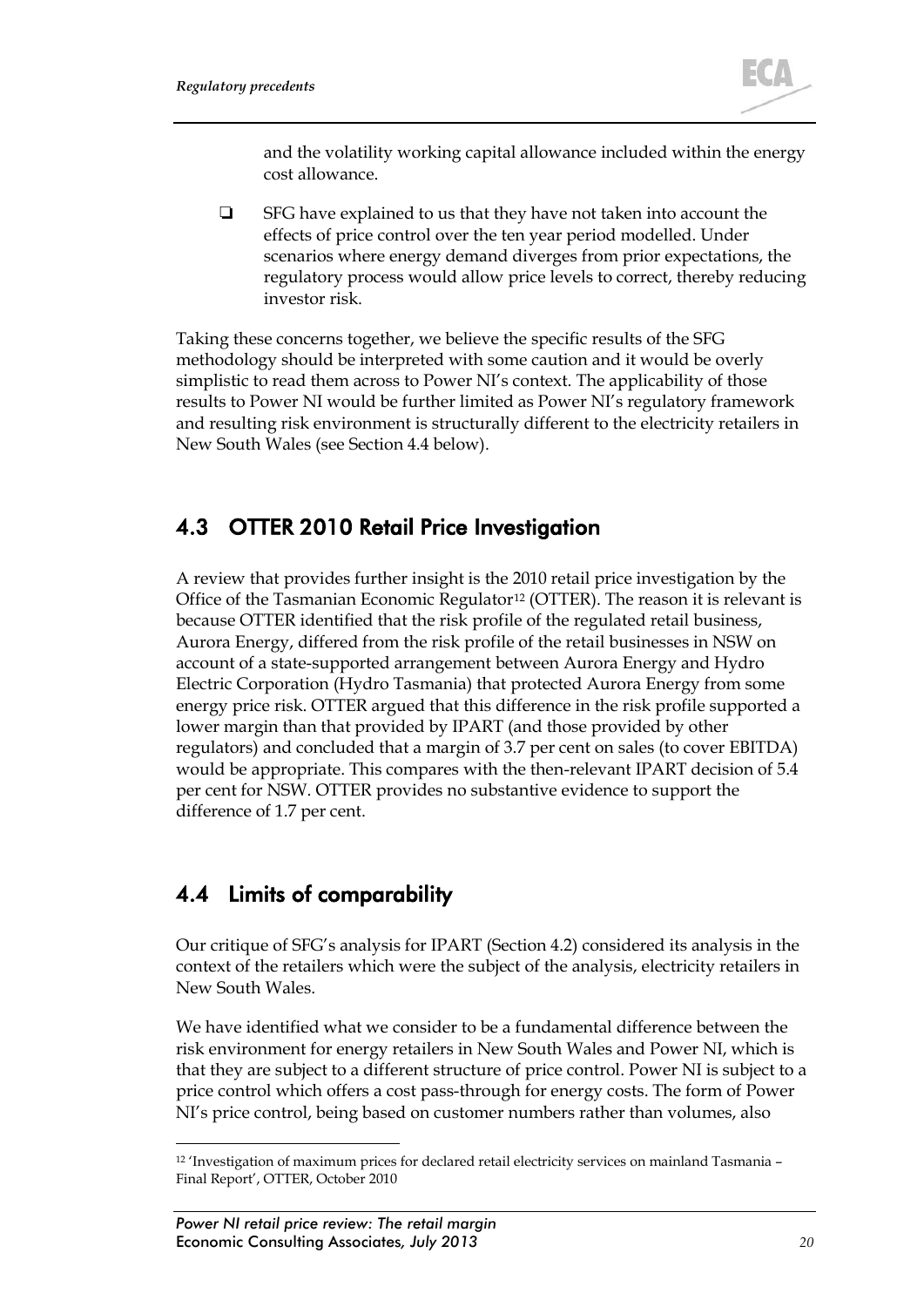and the volatility working capital allowance included within the energy cost allowance.

- SFG have explained to us that they have not taken into account the effects of price control over the ten year period modelled. Under scenarios where energy demand diverges from prior expectations, the regulatory process would allow price levels to correct, thereby reducing investor risk.

Taking these concerns together, we believe the specific results of the SFG methodology should be interpreted with some caution and it would be overly simplistic to read them across to Power NI's context. The applicability of those results to Power NI would be further limited as Power NI's regulatory framework and resulting risk environment is structurally different to the electricity retailers in New South Wales (see Section 4.4 below).

## 4.3 OTTER 2010 Retail Price Investigation

A review that provides further insight is the 2010 retail price investigation by the Office of the Tasmanian Economic Regulator[12] (OTTER). The reason it is relevant is because OTTER identified that the risk profile of the regulated retail business, Aurora Energy, differed from the risk profile of the retail businesses in NSW on account of a state-supported arrangement between Aurora Energy and Hydro Electric Corporation (Hydro Tasmania) that protected Aurora Energy from some energy price risk. OTTER argued that this difference in the risk profile supported a lower margin than that provided by IPART (and those provided by other regulators) and concluded that a margin of 3.7 per cent on sales (to cover EBITDA) would be appropriate. This compares with the then-relevant IPART decision of 5.4 per cent for NSW. OTTER provides no substantive evidence to support the difference of 1.7 per cent.

## 4.4 Limits of comparability

Our critique of SFG's analysis for IPART (Section 4.2) considered its analysis in the context of the retailers which were the subject of the analysis, electricity retailers in New South Wales.

We have identified what we consider to be a fundamental difference between the risk environment for energy retailers in New South Wales and Power NI, which is that they are subject to a different structure of price control. Power NI is subject to a price control which offers a cost pass-through for energy costs. The form of Power NI's price control, being based on customer numbers rather than volumes, also

[12] 'Investigation of maximum prices for declared retail electricity services on mainland Tasmania – Final Report', OTTER, October 2010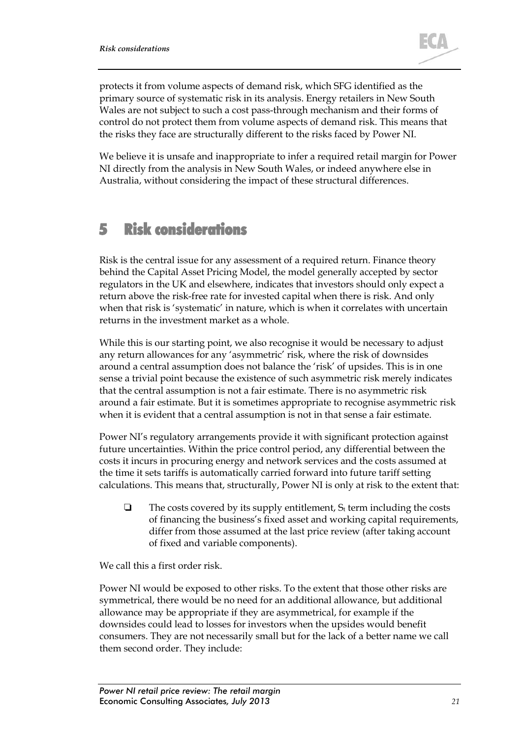protects it from volume aspects of demand risk, which SFG identified as the primary source of systematic risk in its analysis. Energy retailers in New South Wales are not subject to such a cost pass-through mechanism and their forms of control do not protect them from volume aspects of demand risk. This means that the risks they face are structurally different to the risks faced by Power NI.

We believe it is unsafe and inappropriate to infer a required retail margin for Power NI directly from the analysis in New South Wales, or indeed anywhere else in Australia, without considering the impact of these structural differences.

# 5 Risk considerations

Risk is the central issue for any assessment of a required return. Finance theory behind the Capital Asset Pricing Model, the model generally accepted by sector regulators in the UK and elsewhere, indicates that investors should only expect a return above the risk-free rate for invested capital when there is risk. And only when that risk is 'systematic' in nature, which is when it correlates with uncertain returns in the investment market as a whole.

While this is our starting point, we also recognise it would be necessary to adjust any return allowances for any 'asymmetric' risk, where the risk of downsides around a central assumption does not balance the 'risk' of upsides. This is in one sense a trivial point because the existence of such asymmetric risk merely indicates that the central assumption is not a fair estimate. There is no asymmetric risk around a fair estimate. But it is sometimes appropriate to recognise asymmetric risk when it is evident that a central assumption is not in that sense a fair estimate.

Power NI's regulatory arrangements provide it with significant protection against future uncertainties. Within the price control period, any differential between the costs it incurs in procuring energy and network services and the costs assumed at the time it sets tariffs is automatically carried forward into future tariff setting calculations. This means that, structurally, Power NI is only at risk to the extent that:

- The costs covered by its supply entitlement, $S_t$ term including the costs of financing the business's fixed asset and working capital requirements, differ from those assumed at the last price review (after taking account of fixed and variable components).

We call this a first order risk.

Power NI would be exposed to other risks. To the extent that those other risks are symmetrical, there would be no need for an additional allowance, but additional allowance may be appropriate if they are asymmetrical, for example if the downsides could lead to losses for investors when the upsides would benefit consumers. They are not necessarily small but for the lack of a better name we call them second order. They include: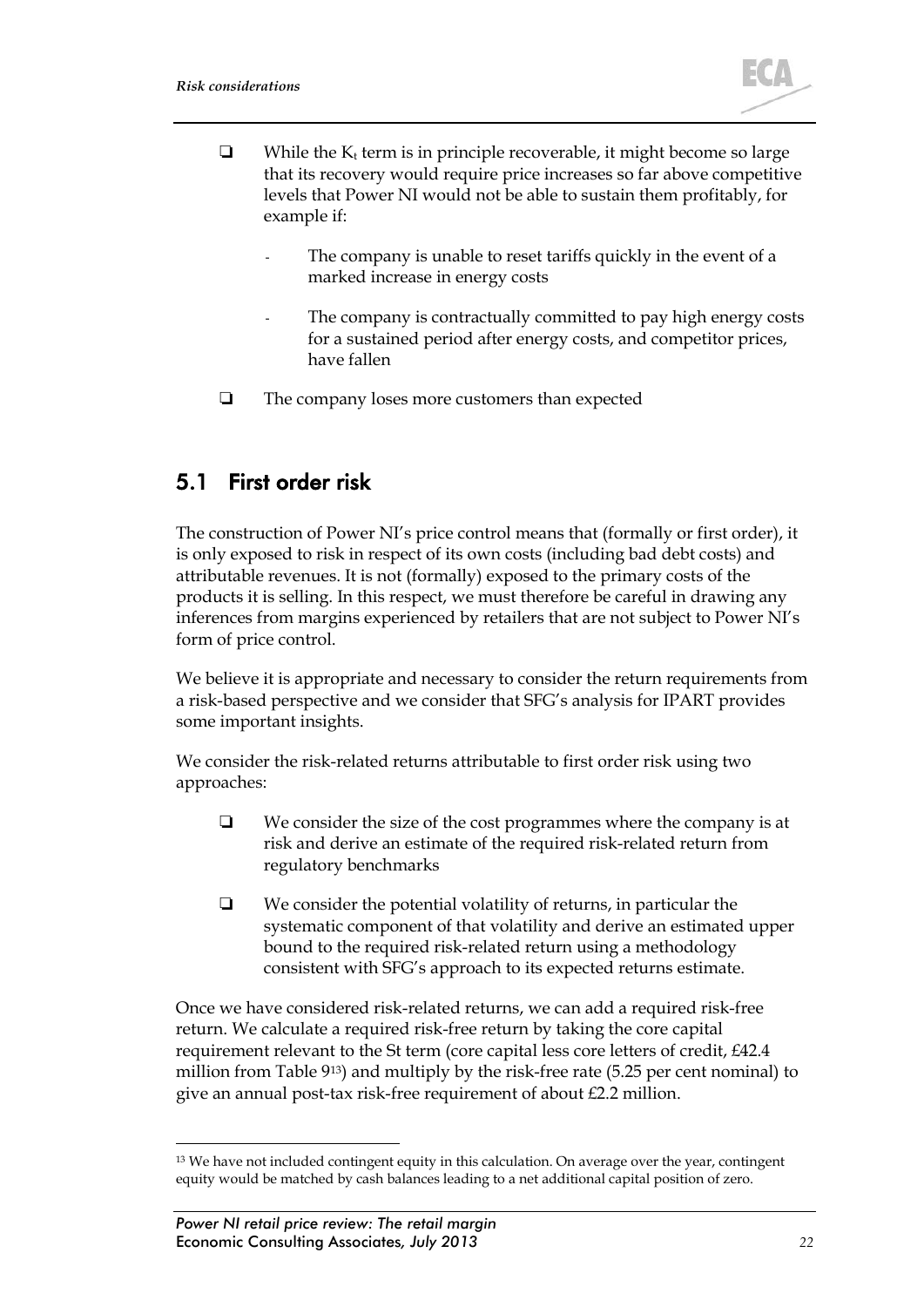- While the $K_t$ term is in principle recoverable, it might become so large that its recovery would require price increases so far above competitive levels that Power NI would not be able to sustain them profitably, for example if:
  - The company is unable to reset tariffs quickly in the event of a marked increase in energy costs
  - The company is contractually committed to pay high energy costs for a sustained period after energy costs, and competitor prices, have fallen
- The company loses more customers than expected

## 5.1 First order risk

The construction of Power NI's price control means that (formally or first order), it is only exposed to risk in respect of its own costs (including bad debt costs) and attributable revenues. It is not (formally) exposed to the primary costs of the products it is selling. In this respect, we must therefore be careful in drawing any inferences from margins experienced by retailers that are not subject to Power NI's form of price control.

We believe it is appropriate and necessary to consider the return requirements from a risk-based perspective and we consider that SFG's analysis for IPART provides some important insights.

We consider the risk-related returns attributable to first order risk using two approaches:

- We consider the size of the cost programmes where the company is at risk and derive an estimate of the required risk-related return from regulatory benchmarks
- We consider the potential volatility of returns, in particular the systematic component of that volatility and derive an estimated upper bound to the required risk-related return using a methodology consistent with SFG's approach to its expected returns estimate.

Once we have considered risk-related returns, we can add a required risk-free return. We calculate a required risk-free return by taking the core capital requirement relevant to the St term (core capital less core letters of credit, £42.4 million from Table 9[13]) and multiply by the risk-free rate (5.25 per cent nominal) to give an annual post-tax risk-free requirement of about £2.2 million.

[13] We have not included contingent equity in this calculation. On average over the year, contingent equity would be matched by cash balances leading to a net additional capital position of zero.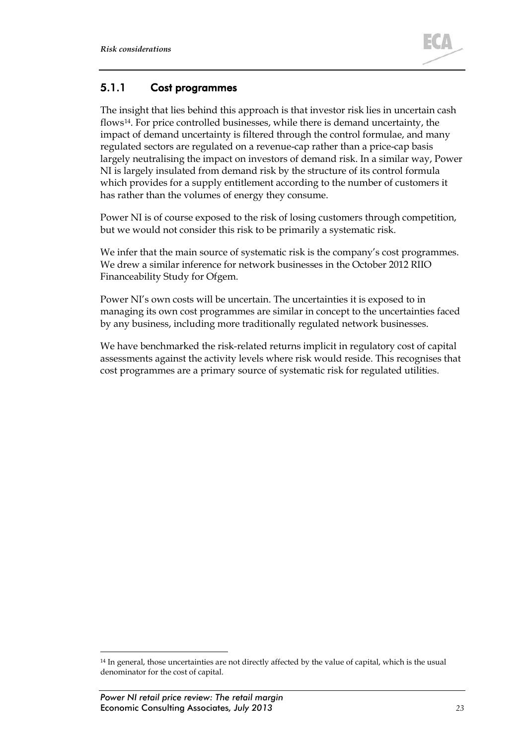### 5.1.1 Cost programmes

The insight that lies behind this approach is that investor risk lies in uncertain cash flows[14]. For price controlled businesses, while there is demand uncertainty, the impact of demand uncertainty is filtered through the control formulae, and many regulated sectors are regulated on a revenue-cap rather than a price-cap basis largely neutralising the impact on investors of demand risk. In a similar way, Power NI is largely insulated from demand risk by the structure of its control formula which provides for a supply entitlement according to the number of customers it has rather than the volumes of energy they consume.

Power NI is of course exposed to the risk of losing customers through competition, but we would not consider this risk to be primarily a systematic risk.

We infer that the main source of systematic risk is the company's cost programmes. We drew a similar inference for network businesses in the October 2012 RIIO Financeability Study for Ofgem.

Power NI's own costs will be uncertain. The uncertainties it is exposed to in managing its own cost programmes are similar in concept to the uncertainties faced by any business, including more traditionally regulated network businesses.

We have benchmarked the risk-related returns implicit in regulatory cost of capital assessments against the activity levels where risk would reside. This recognises that cost programmes are a primary source of systematic risk for regulated utilities.

[14] In general, those uncertainties are not directly affected by the value of capital, which is the usual denominator for the cost of capital.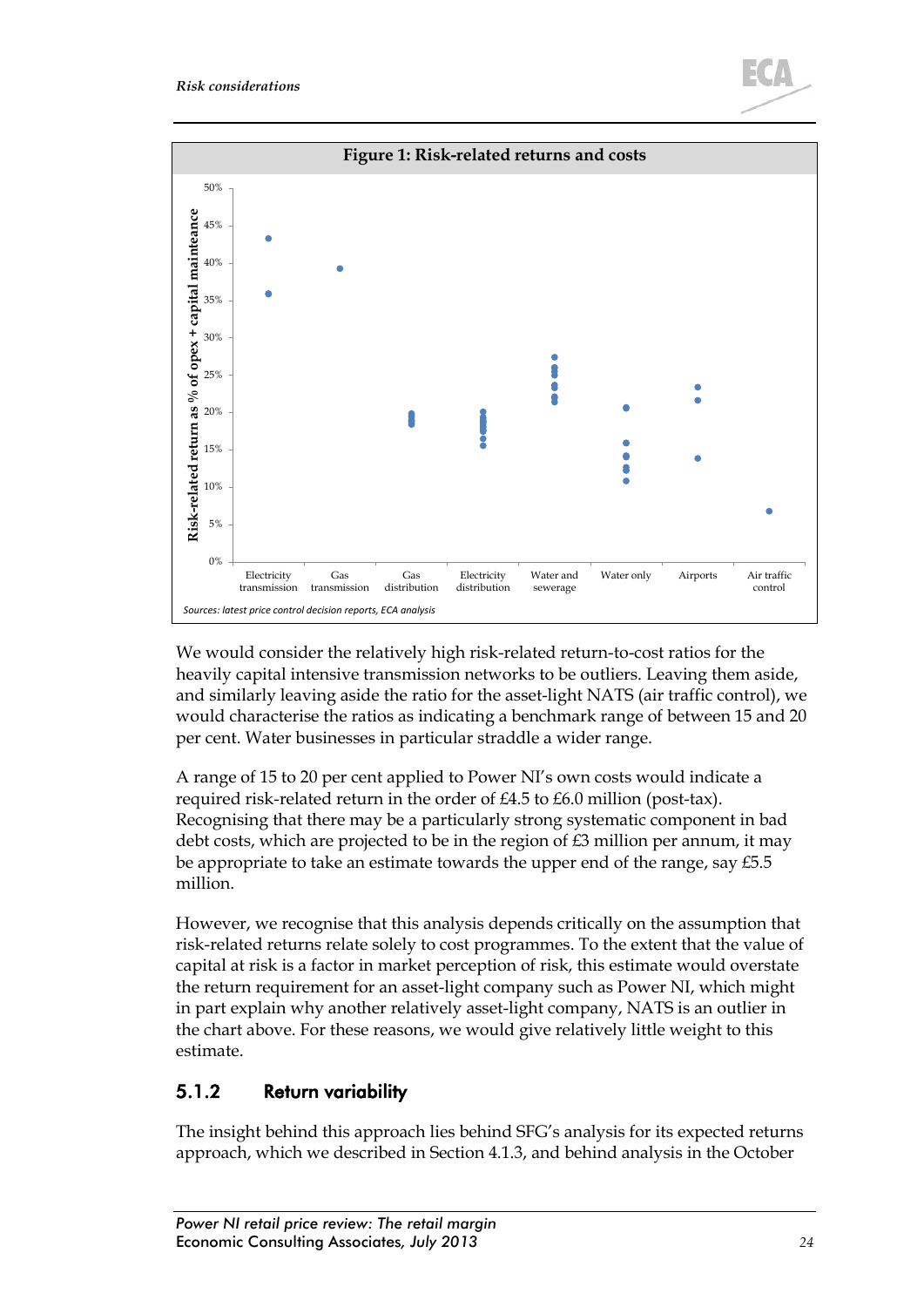**Figure 1: Risk-related returns and costs**

Sources: latest price control decision reports, ECA analysis

We would consider the relatively high risk-related return-to-cost ratios for the heavily capital intensive transmission networks to be outliers. Leaving them aside, and similarly leaving aside the ratio for the asset-light NATS (air traffic control), we would characterise the ratios as indicating a benchmark range of between 15 and 20 per cent. Water businesses in particular straddle a wider range.

A range of 15 to 20 per cent applied to Power NI's own costs would indicate a required risk-related return in the order of £4.5 to £6.0 million (post-tax). Recognising that there may be a particularly strong systematic component in bad debt costs, which are projected to be in the region of £3 million per annum, it may be appropriate to take an estimate towards the upper end of the range, say £5.5 million.

However, we recognise that this analysis depends critically on the assumption that risk-related returns relate solely to cost programmes. To the extent that the value of capital at risk is a factor in market perception of risk, this estimate would overstate the return requirement for an asset-light company such as Power NI, which might in part explain why another relatively asset-light company, NATS is an outlier in the chart above. For these reasons, we would give relatively little weight to this estimate.

### 5.1.2 Return variability

The insight behind this approach lies behind SFG's analysis for its expected returns approach, which we described in Section 4.1.3, and behind analysis in the October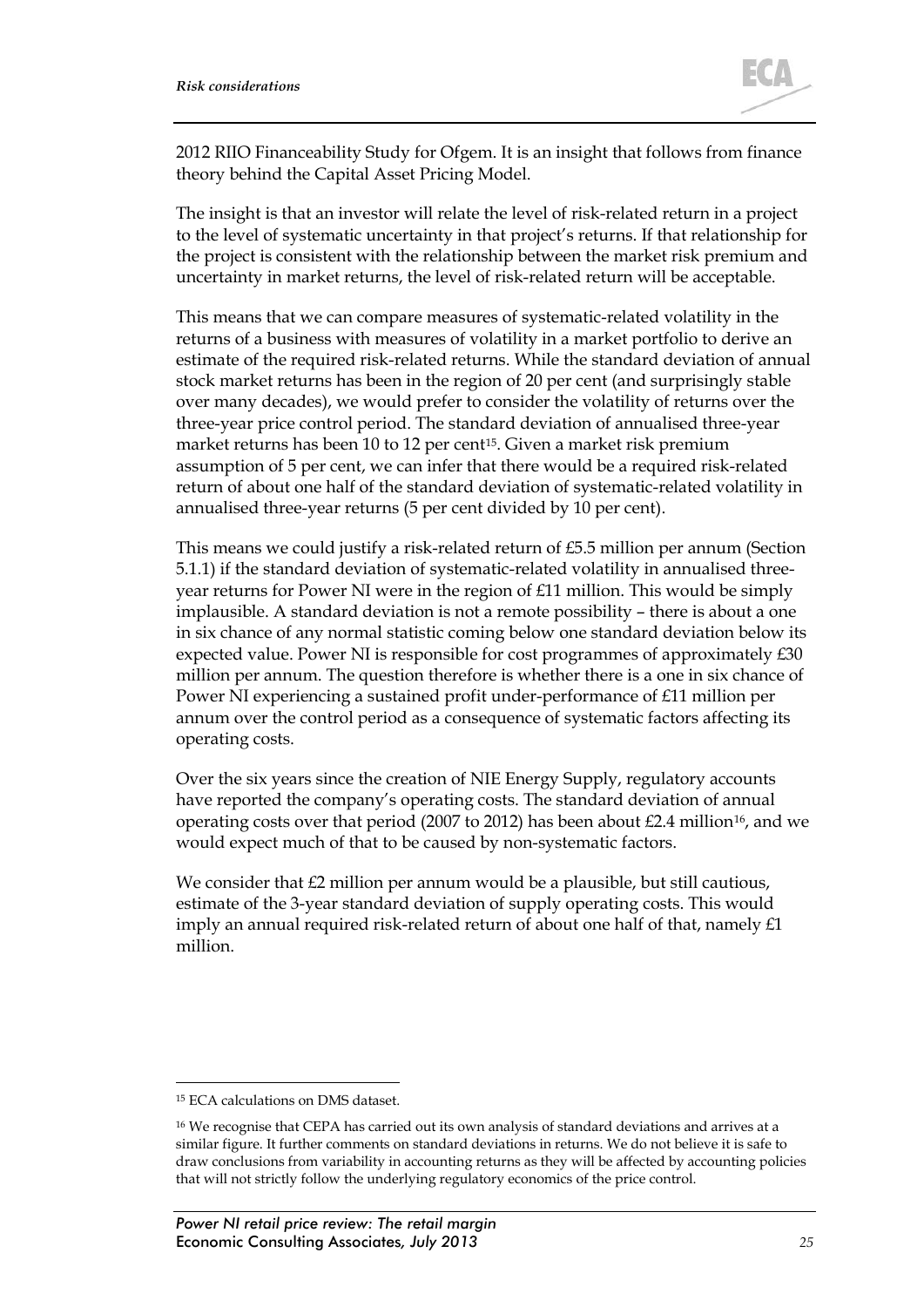2012 RIIO Financeability Study for Ofgem. It is an insight that follows from finance theory behind the Capital Asset Pricing Model.

The insight is that an investor will relate the level of risk-related return in a project to the level of systematic uncertainty in that project's returns. If that relationship for the project is consistent with the relationship between the market risk premium and uncertainty in market returns, the level of risk-related return will be acceptable.

This means that we can compare measures of systematic-related volatility in the returns of a business with measures of volatility in a market portfolio to derive an estimate of the required risk-related returns. While the standard deviation of annual stock market returns has been in the region of 20 per cent (and surprisingly stable over many decades), we would prefer to consider the volatility of returns over the three-year price control period. The standard deviation of annualised three-year market returns has been 10 to 12 per cent[15]. Given a market risk premium assumption of 5 per cent, we can infer that there would be a required risk-related return of about one half of the standard deviation of systematic-related volatility in annualised three-year returns (5 per cent divided by 10 per cent).

This means we could justify a risk-related return of £5.5 million per annum (Section 5.1.1) if the standard deviation of systematic-related volatility in annualised three-year returns for Power NI were in the region of £11 million. This would be simply implausible. A standard deviation is not a remote possibility – there is about a one in six chance of any normal statistic coming below one standard deviation below its expected value. Power NI is responsible for cost programmes of approximately £30 million per annum. The question therefore is whether there is a one in six chance of Power NI experiencing a sustained profit under-performance of £11 million per annum over the control period as a consequence of systematic factors affecting its operating costs.

Over the six years since the creation of NIE Energy Supply, regulatory accounts have reported the company's operating costs. The standard deviation of annual operating costs over that period (2007 to 2012) has been about £2.4 million[16], and we would expect much of that to be caused by non-systematic factors.

We consider that £2 million per annum would be a plausible, but still cautious, estimate of the 3-year standard deviation of supply operating costs. This would imply an annual required risk-related return of about one half of that, namely £1 million.

---

[15] ECA calculations on DMS dataset.

[16] We recognise that CEPA has carried out its own analysis of standard deviations and arrives at a similar figure. It further comments on standard deviations in returns. We do not believe it is safe to draw conclusions from variability in accounting returns as they will be affected by accounting policies that will not strictly follow the underlying regulatory economics of the price control.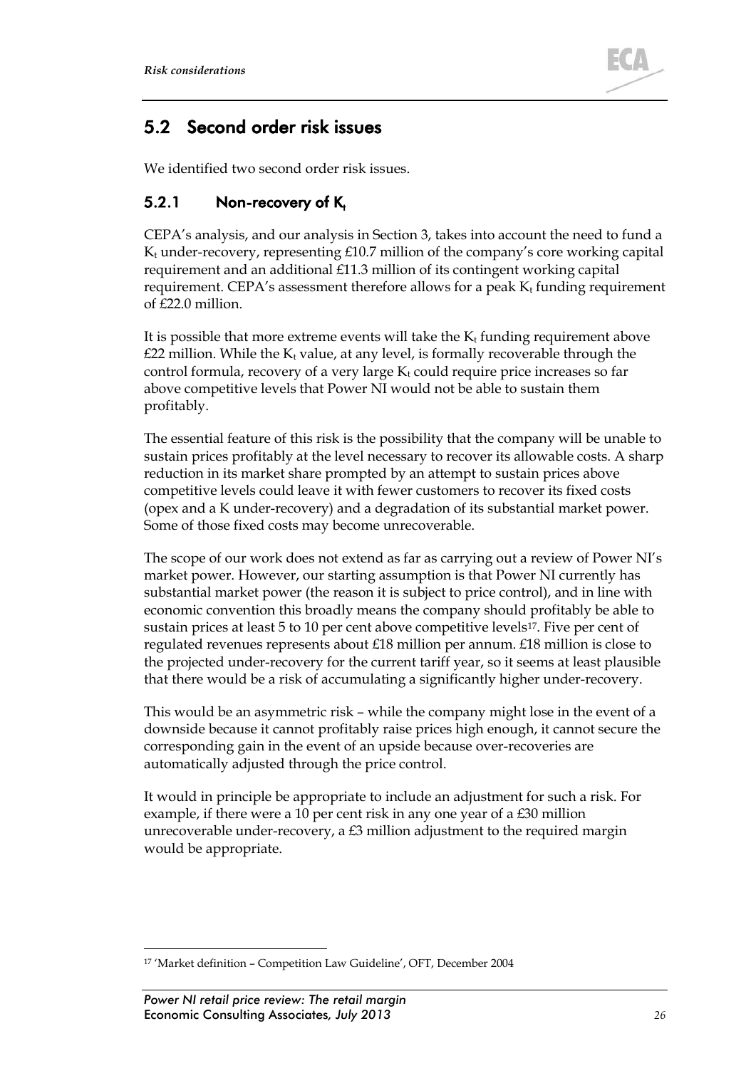## 5.2 Second order risk issues

We identified two second order risk issues.

### 5.2.1 Non-recovery of $K_t$

CEPA's analysis, and our analysis in Section 3, takes into account the need to fund a $K_t$ under-recovery, representing £10.7 million of the company's core working capital requirement and an additional £11.3 million of its contingent working capital requirement. CEPA's assessment therefore allows for a peak $K_t$ funding requirement of £22.0 million.

It is possible that more extreme events will take the $K_t$ funding requirement above £22 million. While the $K_t$ value, at any level, is formally recoverable through the control formula, recovery of a very large $K_t$ could require price increases so far above competitive levels that Power NI would not be able to sustain them profitably.

The essential feature of this risk is the possibility that the company will be unable to sustain prices profitably at the level necessary to recover its allowable costs. A sharp reduction in its market share prompted by an attempt to sustain prices above competitive levels could leave it with fewer customers to recover its fixed costs (opex and a K under-recovery) and a degradation of its substantial market power. Some of those fixed costs may become unrecoverable.

The scope of our work does not extend as far as carrying out a review of Power NI's market power. However, our starting assumption is that Power NI currently has substantial market power (the reason it is subject to price control), and in line with economic convention this broadly means the company should profitably be able to sustain prices at least 5 to 10 per cent above competitive levels[17]. Five per cent of regulated revenues represents about £18 million per annum. £18 million is close to the projected under-recovery for the current tariff year, so it seems at least plausible that there would be a risk of accumulating a significantly higher under-recovery.

This would be an asymmetric risk – while the company might lose in the event of a downside because it cannot profitably raise prices high enough, it cannot secure the corresponding gain in the event of an upside because over-recoveries are automatically adjusted through the price control.

It would in principle be appropriate to include an adjustment for such a risk. For example, if there were a 10 per cent risk in any one year of a £30 million unrecoverable under-recovery, a £3 million adjustment to the required margin would be appropriate.

[17] 'Market definition – Competition Law Guideline', OFT, December 2004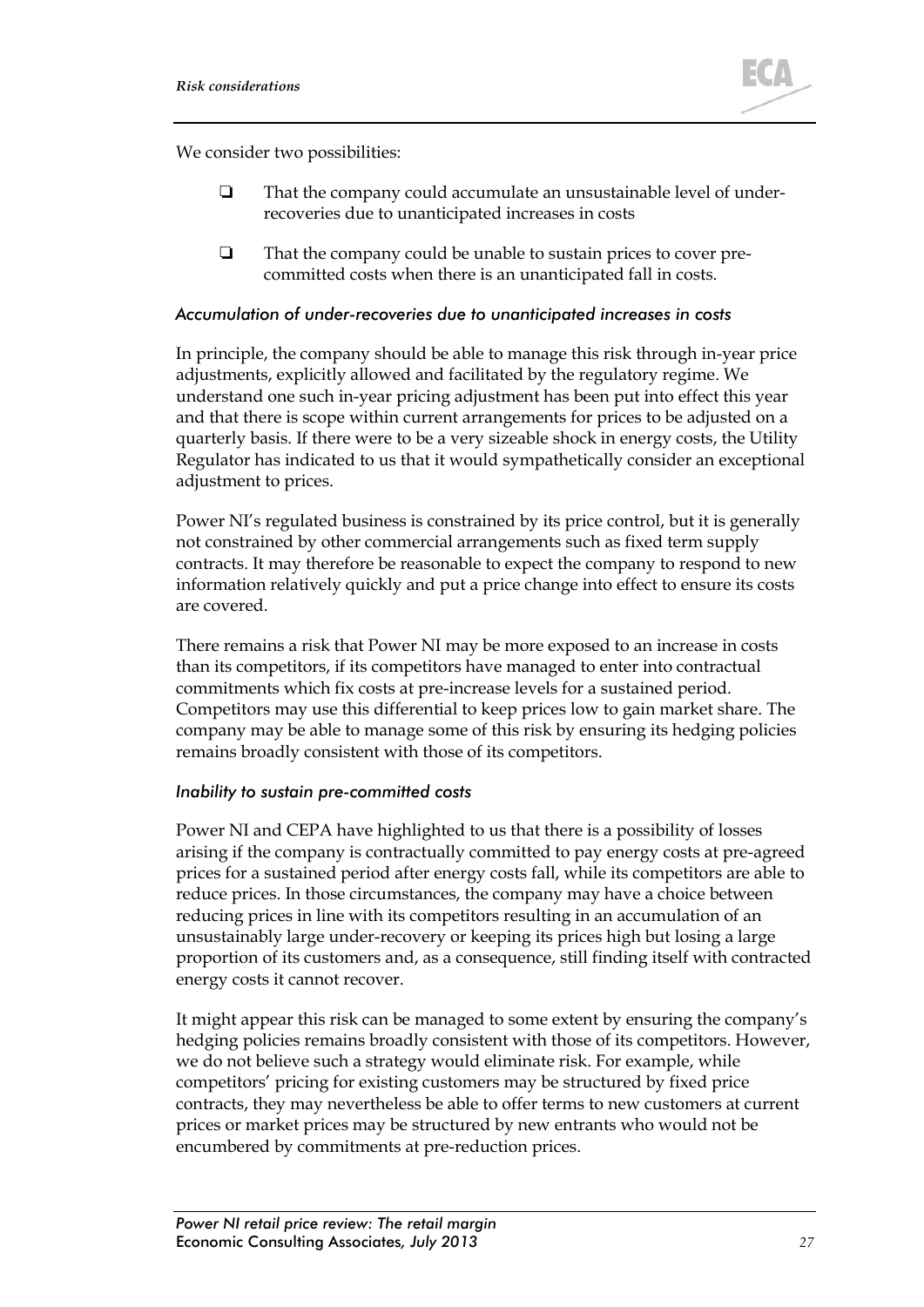We consider two possibilities:

- That the company could accumulate an unsustainable level of under-recoveries due to unanticipated increases in costs
- That the company could be unable to sustain prices to cover pre-committed costs when there is an unanticipated fall in costs.

*Accumulation of under-recoveries due to unanticipated increases in costs*

In principle, the company should be able to manage this risk through in-year price adjustments, explicitly allowed and facilitated by the regulatory regime. We understand one such in-year pricing adjustment has been put into effect this year and that there is scope within current arrangements for prices to be adjusted on a quarterly basis. If there were to be a very sizeable shock in energy costs, the Utility Regulator has indicated to us that it would sympathetically consider an exceptional adjustment to prices.

Power NI's regulated business is constrained by its price control, but it is generally not constrained by other commercial arrangements such as fixed term supply contracts. It may therefore be reasonable to expect the company to respond to new information relatively quickly and put a price change into effect to ensure its costs are covered.

There remains a risk that Power NI may be more exposed to an increase in costs than its competitors, if its competitors have managed to enter into contractual commitments which fix costs at pre-increase levels for a sustained period. Competitors may use this differential to keep prices low to gain market share. The company may be able to manage some of this risk by ensuring its hedging policies remains broadly consistent with those of its competitors.

*Inability to sustain pre-committed costs*

Power NI and CEPA have highlighted to us that there is a possibility of losses arising if the company is contractually committed to pay energy costs at pre-agreed prices for a sustained period after energy costs fall, while its competitors are able to reduce prices. In those circumstances, the company may have a choice between reducing prices in line with its competitors resulting in an accumulation of an unsustainably large under-recovery or keeping its prices high but losing a large proportion of its customers and, as a consequence, still finding itself with contracted energy costs it cannot recover.

It might appear this risk can be managed to some extent by ensuring the company's hedging policies remains broadly consistent with those of its competitors. However, we do not believe such a strategy would eliminate risk. For example, while competitors' pricing for existing customers may be structured by fixed price contracts, they may nevertheless be able to offer terms to new customers at current prices or market prices may be structured by new entrants who would not be encumbered by commitments at pre-reduction prices.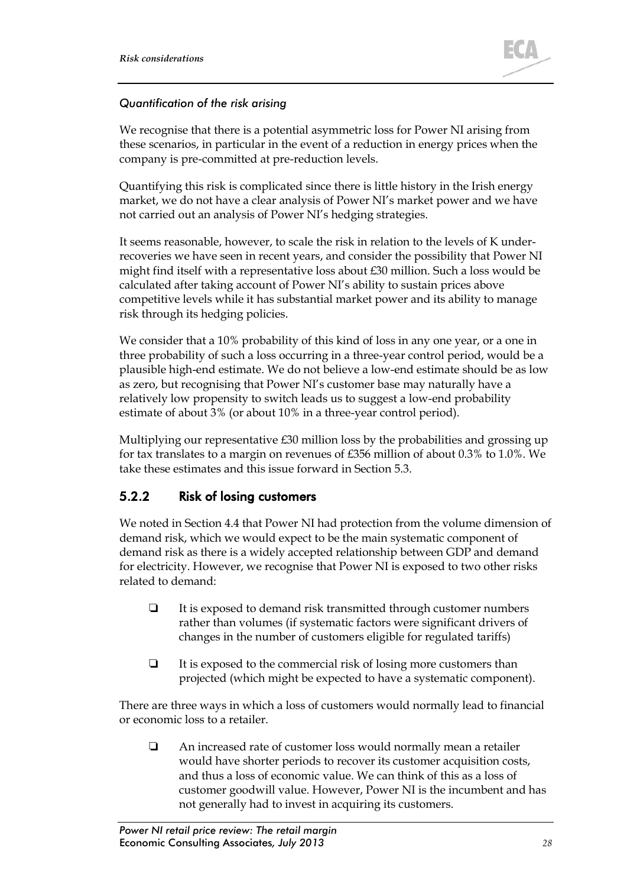*Quantification of the risk arising*

We recognise that there is a potential asymmetric loss for Power NI arising from these scenarios, in particular in the event of a reduction in energy prices when the company is pre-committed at pre-reduction levels.

Quantifying this risk is complicated since there is little history in the Irish energy market, we do not have a clear analysis of Power NI's market power and we have not carried out an analysis of Power NI's hedging strategies.

It seems reasonable, however, to scale the risk in relation to the levels of K under-recoveries we have seen in recent years, and consider the possibility that Power NI might find itself with a representative loss about £30 million. Such a loss would be calculated after taking account of Power NI's ability to sustain prices above competitive levels while it has substantial market power and its ability to manage risk through its hedging policies.

We consider that a 10% probability of this kind of loss in any one year, or a one in three probability of such a loss occurring in a three-year control period, would be a plausible high-end estimate. We do not believe a low-end estimate should be as low as zero, but recognising that Power NI's customer base may naturally have a relatively low propensity to switch leads us to suggest a low-end probability estimate of about 3% (or about 10% in a three-year control period).

Multiplying our representative £30 million loss by the probabilities and grossing up for tax translates to a margin on revenues of £356 million of about 0.3% to 1.0%. We take these estimates and this issue forward in Section 5.3.

### 5.2.2 Risk of losing customers

We noted in Section 4.4 that Power NI had protection from the volume dimension of demand risk, which we would expect to be the main systematic component of demand risk as there is a widely accepted relationship between GDP and demand for electricity. However, we recognise that Power NI is exposed to two other risks related to demand:

- It is exposed to demand risk transmitted through customer numbers rather than volumes (if systematic factors were significant drivers of changes in the number of customers eligible for regulated tariffs)
- It is exposed to the commercial risk of losing more customers than projected (which might be expected to have a systematic component).

There are three ways in which a loss of customers would normally lead to financial or economic loss to a retailer.

- An increased rate of customer loss would normally mean a retailer would have shorter periods to recover its customer acquisition costs, and thus a loss of economic value. We can think of this as a loss of customer goodwill value. However, Power NI is the incumbent and has not generally had to invest in acquiring its customers.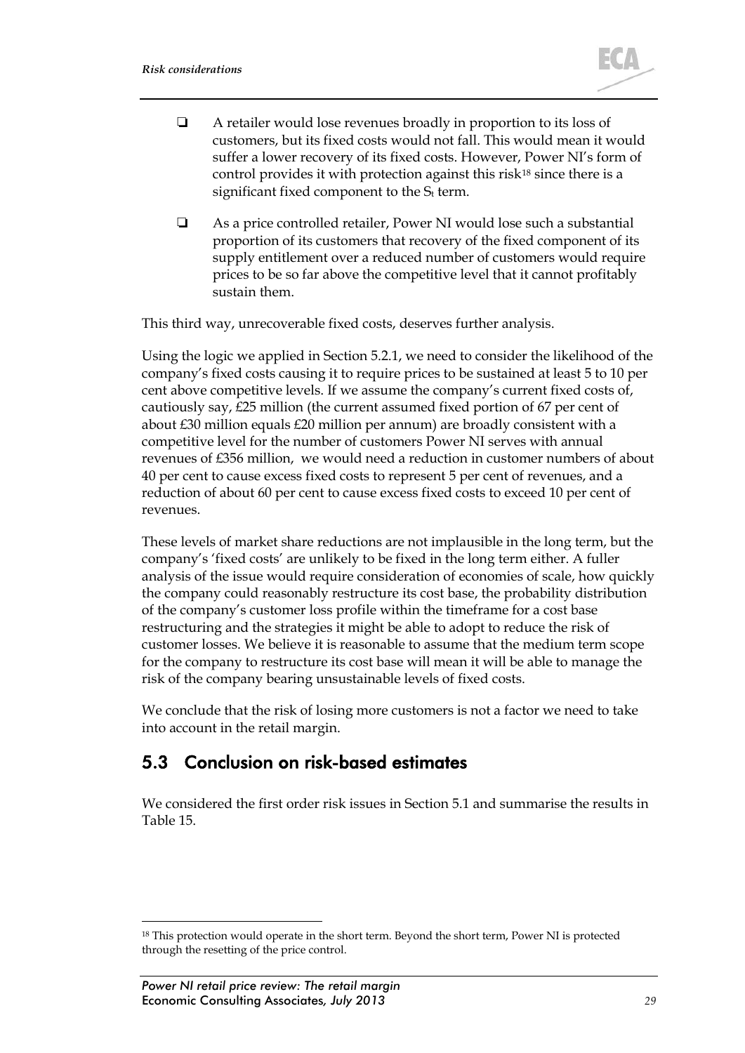- A retailer would lose revenues broadly in proportion to its loss of customers, but its fixed costs would not fall. This would mean it would suffer a lower recovery of its fixed costs. However, Power NI's form of control provides it with protection against this risk[18] since there is a significant fixed component to the $S_t$ term.

- As a price controlled retailer, Power NI would lose such a substantial proportion of its customers that recovery of the fixed component of its supply entitlement over a reduced number of customers would require prices to be so far above the competitive level that it cannot profitably sustain them.

This third way, unrecoverable fixed costs, deserves further analysis.

Using the logic we applied in Section 5.2.1, we need to consider the likelihood of the company's fixed costs causing it to require prices to be sustained at least 5 to 10 per cent above competitive levels. If we assume the company's current fixed costs of, cautiously say, £25 million (the current assumed fixed portion of 67 per cent of about £30 million equals £20 million per annum) are broadly consistent with a competitive level for the number of customers Power NI serves with annual revenues of £356 million, we would need a reduction in customer numbers of about 40 per cent to cause excess fixed costs to represent 5 per cent of revenues, and a reduction of about 60 per cent to cause excess fixed costs to exceed 10 per cent of revenues.

These levels of market share reductions are not implausible in the long term, but the company's 'fixed costs' are unlikely to be fixed in the long term either. A fuller analysis of the issue would require consideration of economies of scale, how quickly the company could reasonably restructure its cost base, the probability distribution of the company's customer loss profile within the timeframe for a cost base restructuring and the strategies it might be able to adopt to reduce the risk of customer losses. We believe it is reasonable to assume that the medium term scope for the company to restructure its cost base will mean it will be able to manage the risk of the company bearing unsustainable levels of fixed costs.

We conclude that the risk of losing more customers is not a factor we need to take into account in the retail margin.

## 5.3 Conclusion on risk-based estimates

We considered the first order risk issues in Section 5.1 and summarise the results in Table 15.

[18] This protection would operate in the short term. Beyond the short term, Power NI is protected through the resetting of the price control.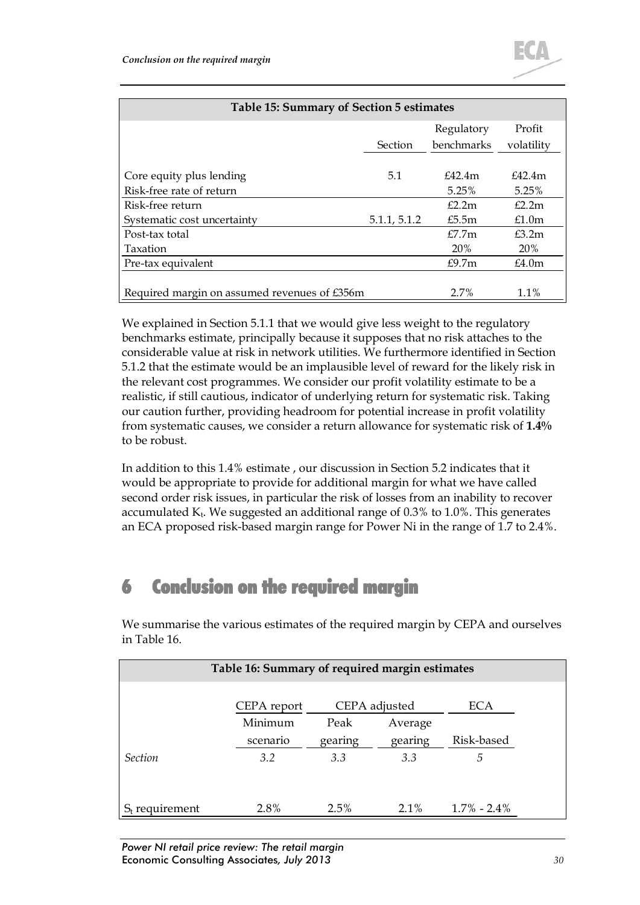| Table 15: Summary of Section 5 estimates | | | |
|---|---|---|---|
| | Section | Regulatory benchmarks | Profit volatility |
| Core equity plus lending | 5.1 | £42.4m | £42.4m |
| Risk-free rate of return | | 5.25% | 5.25% |
| Risk-free return | | £2.2m | £2.2m |
| Systematic cost uncertainty | 5.1.1, 5.1.2 | £5.5m | £1.0m |
| Post-tax total | | £7.7m | £3.2m |
| Taxation | | 20% | 20% |
| Pre-tax equivalent | | £9.7m | £4.0m |
| Required margin on assumed revenues of £356m | | 2.7% | 1.1% |

We explained in Section 5.1.1 that we would give less weight to the regulatory benchmarks estimate, principally because it supposes that no risk attaches to the considerable value at risk in network utilities. We furthermore identified in Section 5.1.2 that the estimate would be an implausible level of reward for the likely risk in the relevant cost programmes. We consider our profit volatility estimate to be a realistic, if still cautious, indicator of underlying return for systematic risk. Taking our caution further, providing headroom for potential increase in profit volatility from systematic causes, we consider a return allowance for systematic risk of **1.4%** to be robust.

In addition to this 1.4% estimate , our discussion in Section 5.2 indicates that it would be appropriate to provide for additional margin for what we have called second order risk issues, in particular the risk of losses from an inability to recover accumulated $K_t$. We suggested an additional range of 0.3% to 1.0%. This generates an ECA proposed risk-based margin range for Power Ni in the range of 1.7 to 2.4%.

# 6 Conclusion on the required margin

We summarise the various estimates of the required margin by CEPA and ourselves in Table 16.

| Table 16: Summary of required margin estimates | | | | |
|---|---|---|---|---|
| | CEPA report | CEPA adjusted | | ECA |
| | Minimum scenario | Peak gearing | Average gearing | Risk-based |
| *Section* | *3.2* | *3.3* | *3.3* | *5* |
| $S_t$ requirement | 2.8% | 2.5% | 2.1% | 1.7% - 2.4% |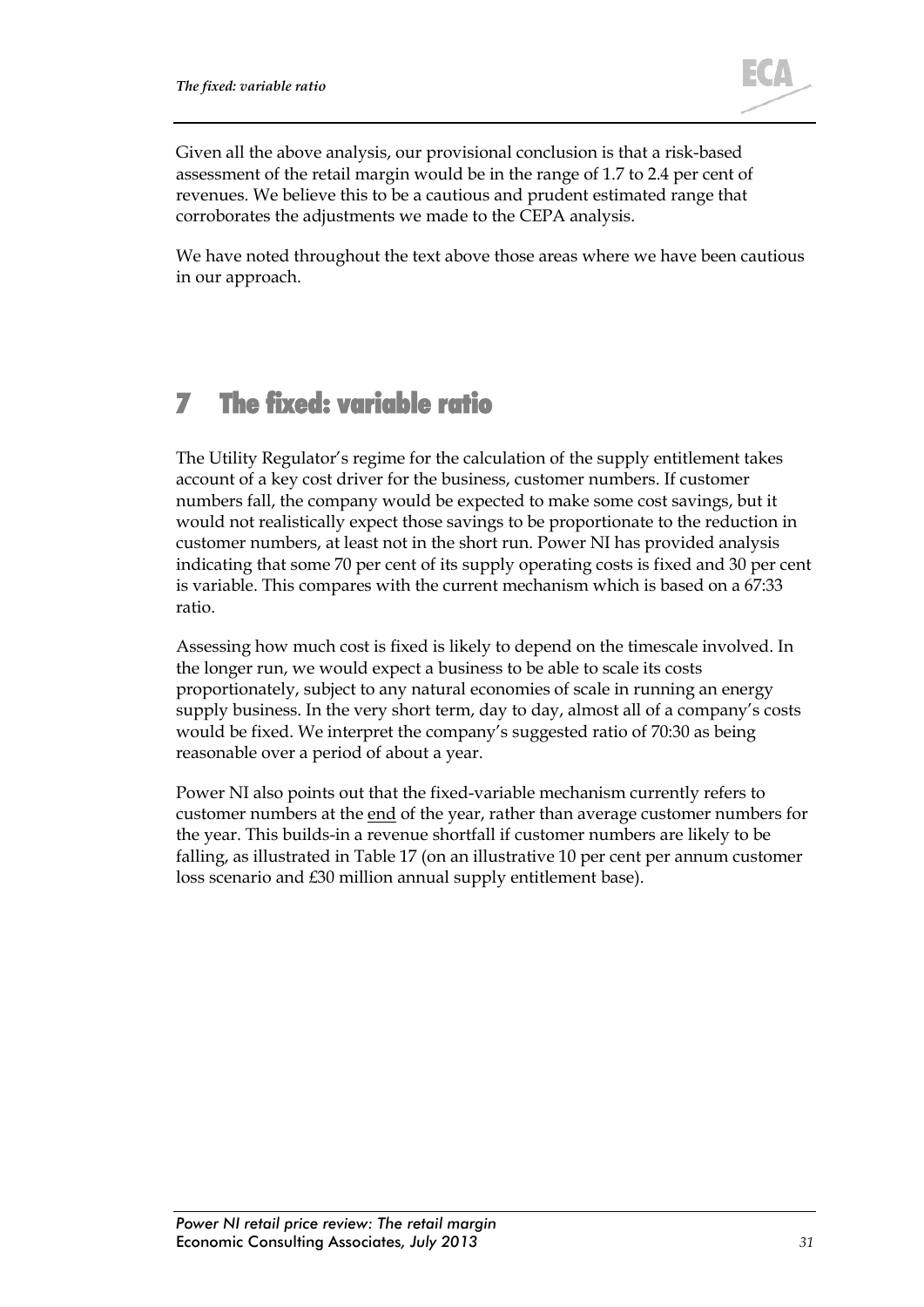Given all the above analysis, our provisional conclusion is that a risk-based assessment of the retail margin would be in the range of 1.7 to 2.4 per cent of revenues. We believe this to be a cautious and prudent estimated range that corroborates the adjustments we made to the CEPA analysis.

We have noted throughout the text above those areas where we have been cautious in our approach.

# 7 The fixed: variable ratio

The Utility Regulator's regime for the calculation of the supply entitlement takes account of a key cost driver for the business, customer numbers. If customer numbers fall, the company would be expected to make some cost savings, but it would not realistically expect those savings to be proportionate to the reduction in customer numbers, at least not in the short run. Power NI has provided analysis indicating that some 70 per cent of its supply operating costs is fixed and 30 per cent is variable. This compares with the current mechanism which is based on a 67:33 ratio.

Assessing how much cost is fixed is likely to depend on the timescale involved. In the longer run, we would expect a business to be able to scale its costs proportionately, subject to any natural economies of scale in running an energy supply business. In the very short term, day to day, almost all of a company's costs would be fixed. We interpret the company's suggested ratio of 70:30 as being reasonable over a period of about a year.

Power NI also points out that the fixed-variable mechanism currently refers to customer numbers at the <u>end</u> of the year, rather than average customer numbers for the year. This builds-in a revenue shortfall if customer numbers are likely to be falling, as illustrated in Table 17 (on an illustrative 10 per cent per annum customer loss scenario and £30 million annual supply entitlement base).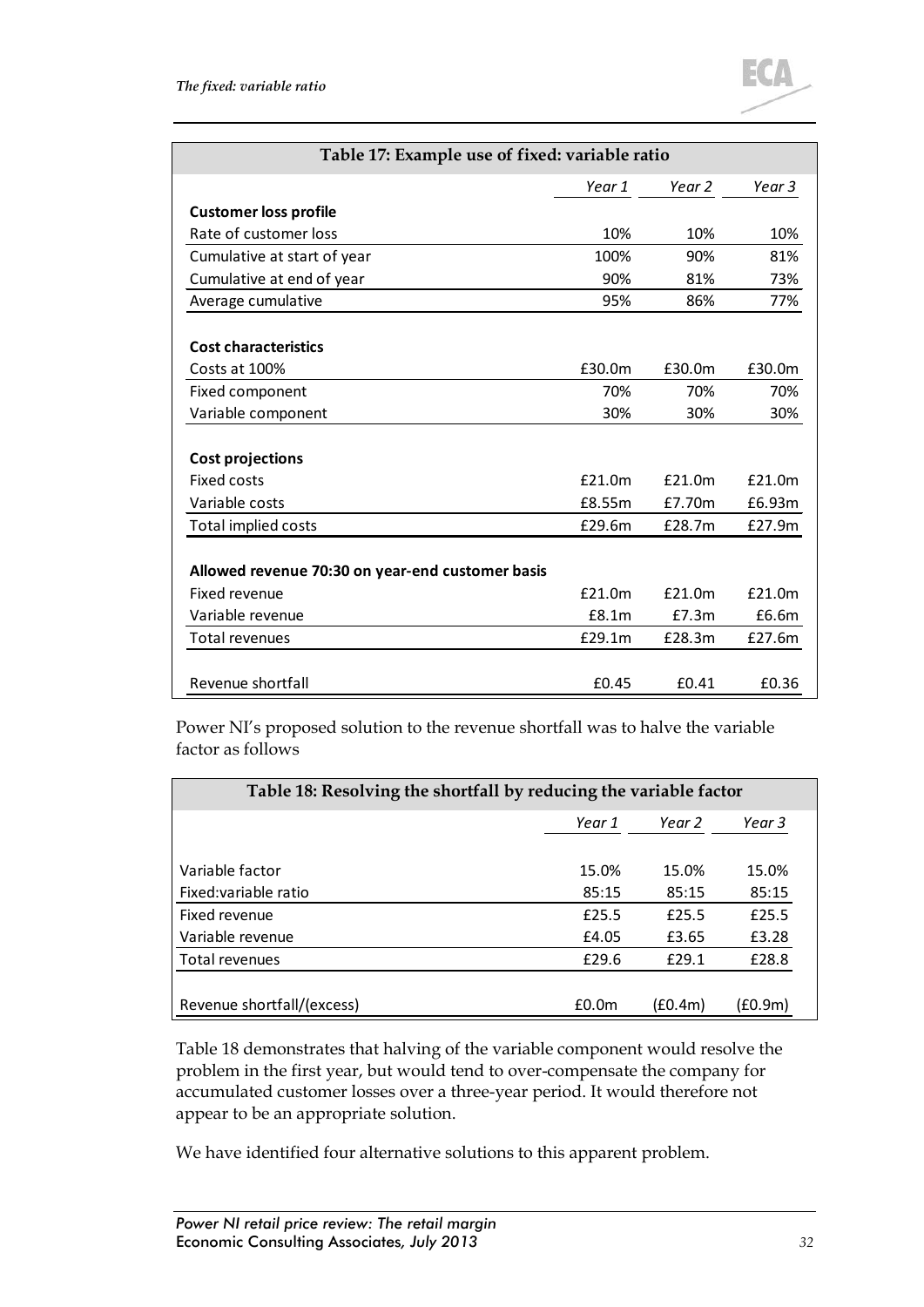**Table 17: Example use of fixed: variable ratio**

| | Year 1 | Year 2 | Year 3 |
|---|---|---|---|
| **Customer loss profile** | | | |
| Rate of customer loss | 10% | 10% | 10% |
| Cumulative at start of year | 100% | 90% | 81% |
| Cumulative at end of year | 90% | 81% | 73% |
| Average cumulative | 95% | 86% | 77% |
| | | | |
| **Cost characteristics** | | | |
| Costs at 100% | £30.0m | £30.0m | £30.0m |
| Fixed component | 70% | 70% | 70% |
| Variable component | 30% | 30% | 30% |
| | | | |
| **Cost projections** | | | |
| Fixed costs | £21.0m | £21.0m | £21.0m |
| Variable costs | £8.55m | £7.70m | £6.93m |
| Total implied costs | £29.6m | £28.7m | £27.9m |
| | | | |
| **Allowed revenue 70:30 on year-end customer basis** | | | |
| Fixed revenue | £21.0m | £21.0m | £21.0m |
| Variable revenue | £8.1m | £7.3m | £6.6m |
| Total revenues | £29.1m | £28.3m | £27.6m |
| | | | |
| Revenue shortfall | £0.45 | £0.41 | £0.36 |

Power NI's proposed solution to the revenue shortfall was to halve the variable factor as follows

**Table 18: Resolving the shortfall by reducing the variable factor**

| | Year 1 | Year 2 | Year 3 |
|---|---|---|---|
| Variable factor | 15.0% | 15.0% | 15.0% |
| Fixed:variable ratio | 85:15 | 85:15 | 85:15 |
| Fixed revenue | £25.5 | £25.5 | £25.5 |
| Variable revenue | £4.05 | £3.65 | £3.28 |
| Total revenues | £29.6 | £29.1 | £28.8 |
| | | | |
| Revenue shortfall/(excess) | £0.0m | (£0.4m) | (£0.9m) |

Table 18 demonstrates that halving of the variable component would resolve the problem in the first year, but would tend to over-compensate the company for accumulated customer losses over a three-year period. It would therefore not appear to be an appropriate solution.

We have identified four alternative solutions to this apparent problem.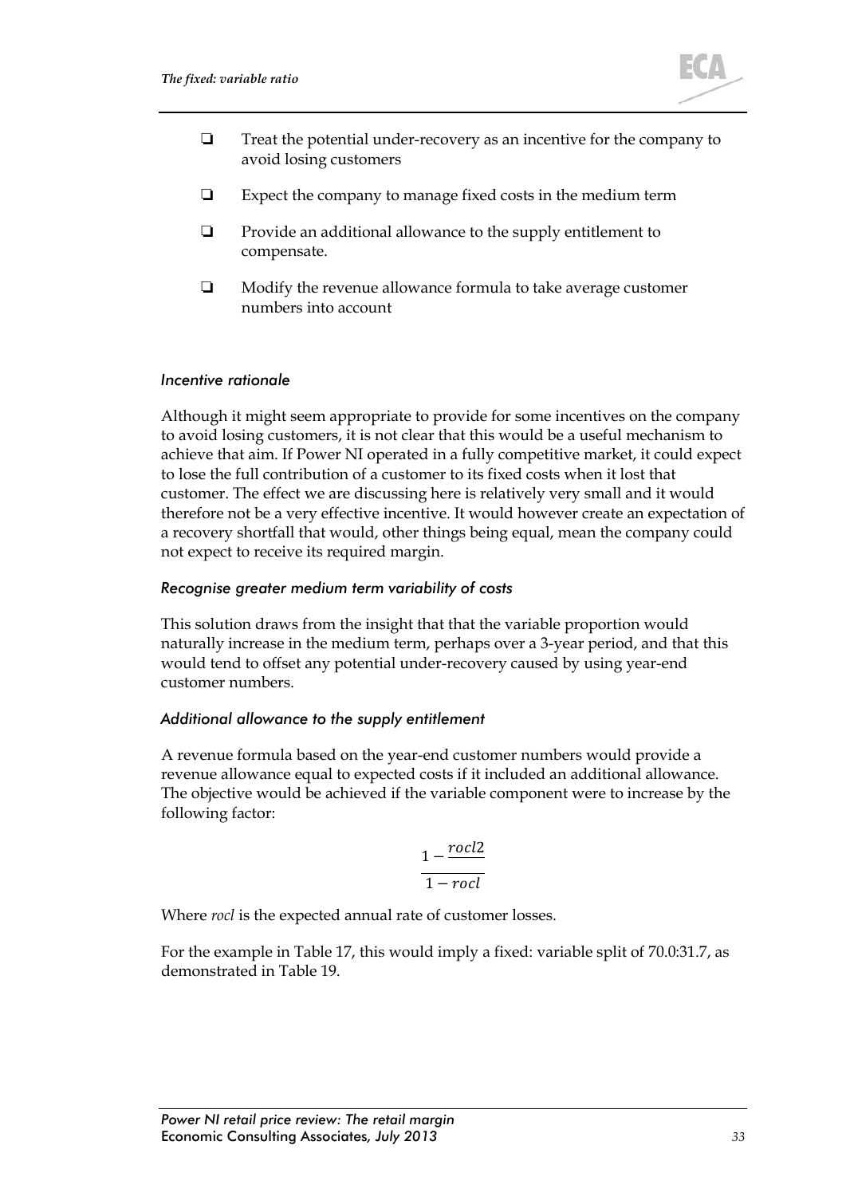- ❑ Treat the potential under-recovery as an incentive for the company to avoid losing customers
- ❑ Expect the company to manage fixed costs in the medium term
- ❑ Provide an additional allowance to the supply entitlement to compensate.
- ❑ Modify the revenue allowance formula to take average customer numbers into account

#### *Incentive rationale*

Although it might seem appropriate to provide for some incentives on the company to avoid losing customers, it is not clear that this would be a useful mechanism to achieve that aim. If Power NI operated in a fully competitive market, it could expect to lose the full contribution of a customer to its fixed costs when it lost that customer. The effect we are discussing here is relatively very small and it would therefore not be a very effective incentive. It would however create an expectation of a recovery shortfall that would, other things being equal, mean the company could not expect to receive its required margin.

#### *Recognise greater medium term variability of costs*

This solution draws from the insight that that the variable proportion would naturally increase in the medium term, perhaps over a 3-year period, and that this would tend to offset any potential under-recovery caused by using year-end customer numbers.

#### *Additional allowance to the supply entitlement*

A revenue formula based on the year-end customer numbers would provide a revenue allowance equal to expected costs if it included an additional allowance. The objective would be achieved if the variable component were to increase by the following factor:

$$\frac{1 - \frac{rocl2}{}}{1 - rocl}$$

Where *rocl* is the expected annual rate of customer losses.

For the example in Table 17, this would imply a fixed: variable split of 70.0:31.7, as demonstrated in Table 19.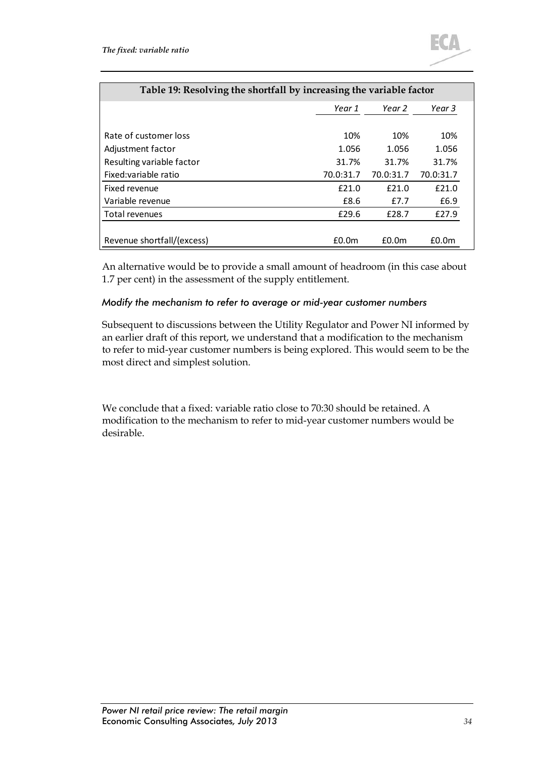**Table 19: Resolving the shortfall by increasing the variable factor**

| | *Year 1* | *Year 2* | *Year 3* |
|---|---|---|---|
| Rate of customer loss | 10% | 10% | 10% |
| Adjustment factor | 1.056 | 1.056 | 1.056 |
| Resulting variable factor | 31.7% | 31.7% | 31.7% |
| Fixed:variable ratio | 70.0:31.7 | 70.0:31.7 | 70.0:31.7 |
| Fixed revenue | £21.0 | £21.0 | £21.0 |
| Variable revenue | £8.6 | £7.7 | £6.9 |
| Total revenues | £29.6 | £28.7 | £27.9 |
| Revenue shortfall/(excess) | £0.0m | £0.0m | £0.0m |

An alternative would be to provide a small amount of headroom (in this case about 1.7 per cent) in the assessment of the supply entitlement.

### *Modify the mechanism to refer to average or mid-year customer numbers*

Subsequent to discussions between the Utility Regulator and Power NI informed by an earlier draft of this report, we understand that a modification to the mechanism to refer to mid-year customer numbers is being explored. This would seem to be the most direct and simplest solution.

We conclude that a fixed: variable ratio close to 70:30 should be retained. A modification to the mechanism to refer to mid-year customer numbers would be desirable.